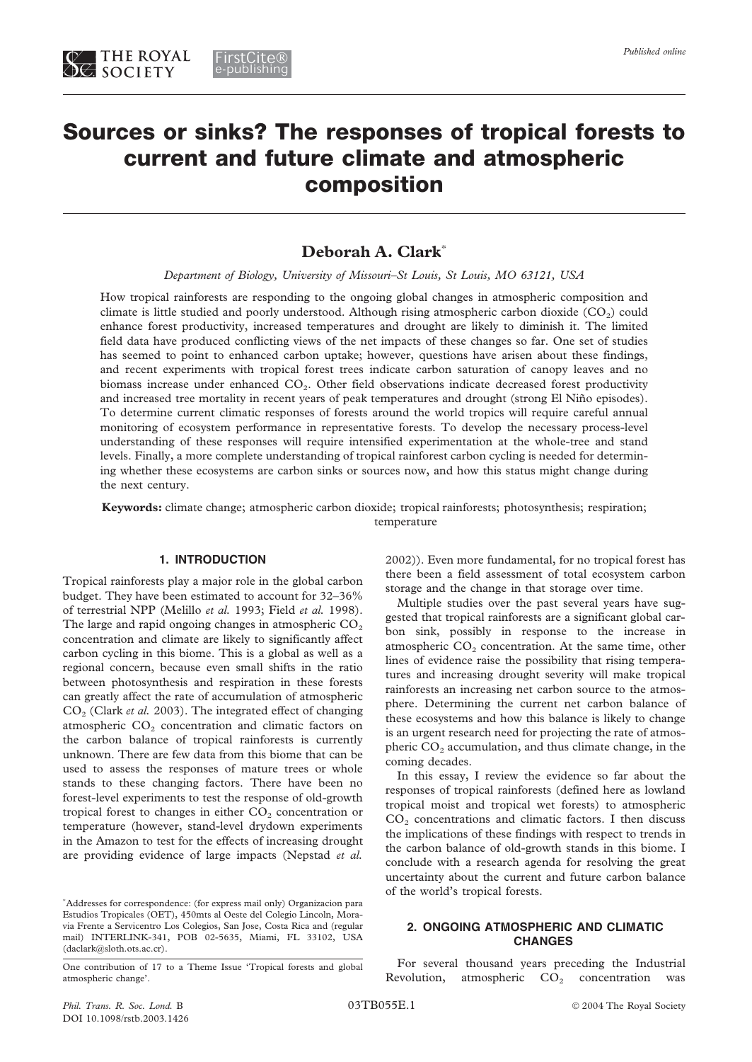# Sources or sinks? The responses of tropical forests to current and future climate and atmospheric composition

**Deborah A. Clark***

*Department of Biology, University of Missouri–St Louis, St Louis, MO 63121, USA*

How tropical rainforests are responding to the ongoing global changes in atmospheric composition and climate is little studied and poorly understood. Although rising atmospheric carbon dioxide ($CO_2$) could enhance forest productivity, increased temperatures and drought are likely to diminish it. The limited field data have produced conflicting views of the net impacts of these changes so far. One set of studies has seemed to point to enhanced carbon uptake; however, questions have arisen about these findings, and recent experiments with tropical forest trees indicate carbon saturation of canopy leaves and no biomass increase under enhanced $CO_2$. Other field observations indicate decreased forest productivity and increased tree mortality in recent years of peak temperatures and drought (strong El Niño episodes). To determine current climatic responses of forests around the world tropics will require careful annual monitoring of ecosystem performance in representative forests. To develop the necessary process-level understanding of these responses will require intensified experimentation at the whole-tree and stand levels. Finally, a more complete understanding of tropical rainforest carbon cycling is needed for determining whether these ecosystems are carbon sinks or sources now, and how this status might change during the next century.

**Keywords:** climate change; atmospheric carbon dioxide; tropical rainforests; photosynthesis; respiration; temperature

## 1. INTRODUCTION

Tropical rainforests play a major role in the global carbon budget. They have been estimated to account for 32–36% of terrestrial NPP (Melillo *et al.* 1993; Field *et al.* 1998). The large and rapid ongoing changes in atmospheric $CO_2$ concentration and climate are likely to significantly affect carbon cycling in this biome. This is a global as well as a regional concern, because even small shifts in the ratio between photosynthesis and respiration in these forests can greatly affect the rate of accumulation of atmospheric $CO_2$ (Clark *et al.* 2003). The integrated effect of changing atmospheric $CO_2$ concentration and climatic factors on the carbon balance of tropical rainforests is currently unknown. There are few data from this biome that can be used to assess the responses of mature trees or whole stands to these changing factors. There have been no forest-level experiments to test the response of old-growth tropical forest to changes in either $CO_2$ concentration or temperature (however, stand-level drydown experiments in the Amazon to test for the effects of increasing drought are providing evidence of large impacts (Nepstad *et al.* 2002)). Even more fundamental, for no tropical forest has there been a field assessment of total ecosystem carbon storage and the change in that storage over time.

Multiple studies over the past several years have suggested that tropical rainforests are a significant global carbon sink, possibly in response to the increase in atmospheric $CO_2$ concentration. At the same time, other lines of evidence raise the possibility that rising temperatures and increasing drought severity will make tropical rainforests an increasing net carbon source to the atmosphere. Determining the current net carbon balance of these ecosystems and how this balance is likely to change is an urgent research need for projecting the rate of atmospheric $CO_2$ accumulation, and thus climate change, in the coming decades.

In this essay, I review the evidence so far about the responses of tropical rainforests (defined here as lowland tropical moist and tropical wet forests) to atmospheric $CO_2$ concentrations and climatic factors. I then discuss the implications of these findings with respect to trends in the carbon balance of old-growth stands in this biome. I conclude with a research agenda for resolving the great uncertainty about the current and future carbon balance of the world's tropical forests.

## 2. ONGOING ATMOSPHERIC AND CLIMATIC CHANGES

For several thousand years preceding the Industrial Revolution, atmospheric $CO_2$ concentration was

*Addresses for correspondence: (for express mail only) Organizacion para Estudios Tropicales (OET), 450mts al Oeste del Colegio Lincoln, Moravia Frente a Servicentro Los Colegios, San Jose, Costa Rica and (regular mail) INTERLINK-341, POB 02-5635, Miami, FL 33102, USA (daclark@sloth.ots.ac.cr).

One contribution of 17 to a Theme Issue 'Tropical forests and global atmospheric change'.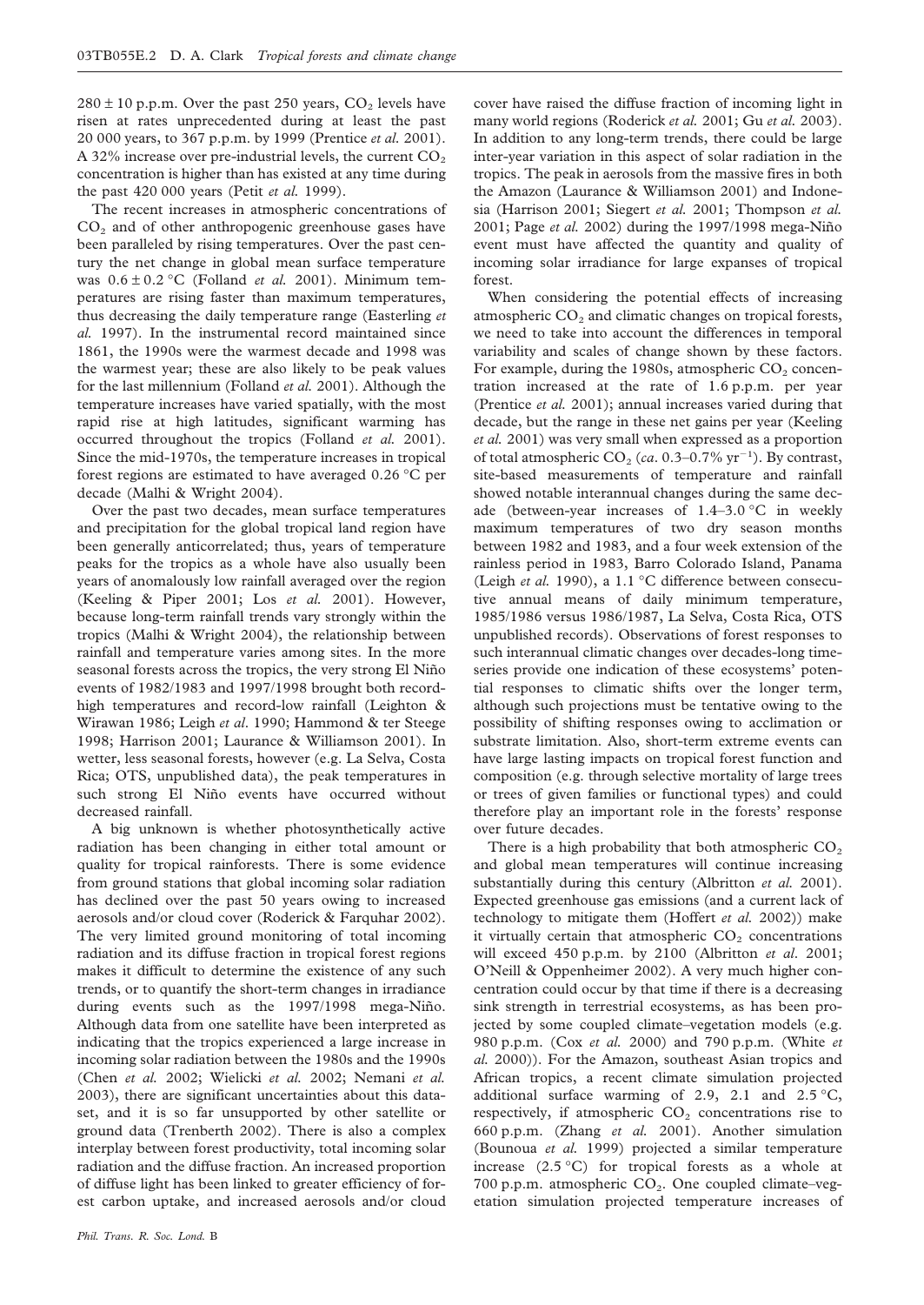$280 \pm 10$ p.p.m. Over the past 250 years, $CO_2$ levels have risen at rates unprecedented during at least the past 20 000 years, to 367 p.p.m. by 1999 (Prentice *et al.* 2001). A 32% increase over pre-industrial levels, the current $CO_2$ concentration is higher than has existed at any time during the past 420 000 years (Petit *et al.* 1999).

The recent increases in atmospheric concentrations of $CO_2$ and of other anthropogenic greenhouse gases have been paralleled by rising temperatures. Over the past century the net change in global mean surface temperature was $0.6 \pm 0.2$ °C (Folland *et al.* 2001). Minimum temperatures are rising faster than maximum temperatures, thus decreasing the daily temperature range (Easterling *et al.* 1997). In the instrumental record maintained since 1861, the 1990s were the warmest decade and 1998 was the warmest year; these are also likely to be peak values for the last millennium (Folland *et al.* 2001). Although the temperature increases have varied spatially, with the most rapid rise at high latitudes, significant warming has occurred throughout the tropics (Folland *et al.* 2001). Since the mid-1970s, the temperature increases in tropical forest regions are estimated to have averaged 0.26 °C per decade (Malhi & Wright 2004).

Over the past two decades, mean surface temperatures and precipitation for the global tropical land region have been generally anticorrelated; thus, years of temperature peaks for the tropics as a whole have also usually been years of anomalously low rainfall averaged over the region (Keeling & Piper 2001; Los *et al.* 2001). However, because long-term rainfall trends vary strongly within the tropics (Malhi & Wright 2004), the relationship between rainfall and temperature varies among sites. In the more seasonal forests across the tropics, the very strong El Niño events of 1982/1983 and 1997/1998 brought both record-high temperatures and record-low rainfall (Leighton & Wirawan 1986; Leigh *et al.* 1990; Hammond & ter Steege 1998; Harrison 2001; Laurance & Williamson 2001). In wetter, less seasonal forests, however (e.g. La Selva, Costa Rica; OTS, unpublished data), the peak temperatures in such strong El Niño events have occurred without decreased rainfall.

A big unknown is whether photosynthetically active radiation has been changing in either total amount or quality for tropical rainforests. There is some evidence from ground stations that global incoming solar radiation has declined over the past 50 years owing to increased aerosols and/or cloud cover (Roderick & Farquhar 2002). The very limited ground monitoring of total incoming radiation and its diffuse fraction in tropical forest regions makes it difficult to determine the existence of any such trends, or to quantify the short-term changes in irradiance during events such as the 1997/1998 mega-Niño. Although data from one satellite have been interpreted as indicating that the tropics experienced a large increase in incoming solar radiation between the 1980s and the 1990s (Chen *et al.* 2002; Wielicki *et al.* 2002; Nemani *et al.* 2003), there are significant uncertainties about this dataset, and it is so far unsupported by other satellite or ground data (Trenberth 2002). There is also a complex interplay between forest productivity, total incoming solar radiation and the diffuse fraction. An increased proportion of diffuse light has been linked to greater efficiency of forest carbon uptake, and increased aerosols and/or cloud cover have raised the diffuse fraction of incoming light in many world regions (Roderick *et al.* 2001; Gu *et al.* 2003). In addition to any long-term trends, there could be large inter-year variation in this aspect of solar radiation in the tropics. The peak in aerosols from the massive fires in both the Amazon (Laurance & Williamson 2001) and Indonesia (Harrison 2001; Siegert *et al.* 2001; Thompson *et al.* 2001; Page *et al.* 2002) during the 1997/1998 mega-Niño event must have affected the quantity and quality of incoming solar irradiance for large expanses of tropical forest.

When considering the potential effects of increasing atmospheric $CO_2$ and climatic changes on tropical forests, we need to take into account the differences in temporal variability and scales of change shown by these factors. For example, during the 1980s, atmospheric $CO_2$ concentration increased at the rate of 1.6 p.p.m. per year (Prentice *et al.* 2001); annual increases varied during that decade, but the range in these net gains per year (Keeling *et al.* 2001) was very small when expressed as a proportion of total atmospheric $CO_2$ (*ca.* 0.3–0.7% $yr^{-1}$). By contrast, site-based measurements of temperature and rainfall showed notable interannual changes during the same decade (between-year increases of 1.4–3.0 °C in weekly maximum temperatures of two dry season months between 1982 and 1983, and a four week extension of the rainless period in 1983, Barro Colorado Island, Panama (Leigh *et al.* 1990), a 1.1 °C difference between consecutive annual means of daily minimum temperature, 1985/1986 versus 1986/1987, La Selva, Costa Rica, OTS unpublished records). Observations of forest responses to such interannual climatic changes over decades-long time-series provide one indication of these ecosystems' potential responses to climatic shifts over the longer term, although such projections must be tentative owing to the possibility of shifting responses owing to acclimation or substrate limitation. Also, short-term extreme events can have large lasting impacts on tropical forest function and composition (e.g. through selective mortality of large trees or trees of given families or functional types) and could therefore play an important role in the forests' response over future decades.

There is a high probability that both atmospheric $CO_2$ and global mean temperatures will continue increasing substantially during this century (Albritton *et al.* 2001). Expected greenhouse gas emissions (and a current lack of technology to mitigate them (Hoffert *et al.* 2002)) make it virtually certain that atmospheric $CO_2$ concentrations will exceed 450 p.p.m. by 2100 (Albritton *et al.* 2001; O'Neill & Oppenheimer 2002). A very much higher concentration could occur by that time if there is a decreasing sink strength in terrestrial ecosystems, as has been projected by some coupled climate–vegetation models (e.g. 980 p.p.m. (Cox *et al.* 2000) and 790 p.p.m. (White *et al.* 2000)). For the Amazon, southeast Asian tropics and African tropics, a recent climate simulation projected additional surface warming of 2.9, 2.1 and 2.5 °C, respectively, if atmospheric $CO_2$ concentrations rise to 660 p.p.m. (Zhang *et al.* 2001). Another simulation (Bounoua *et al.* 1999) projected a similar temperature increase (2.5 °C) for tropical forests as a whole at 700 p.p.m. atmospheric $CO_2$. One coupled climate–vegetation simulation projected temperature increases of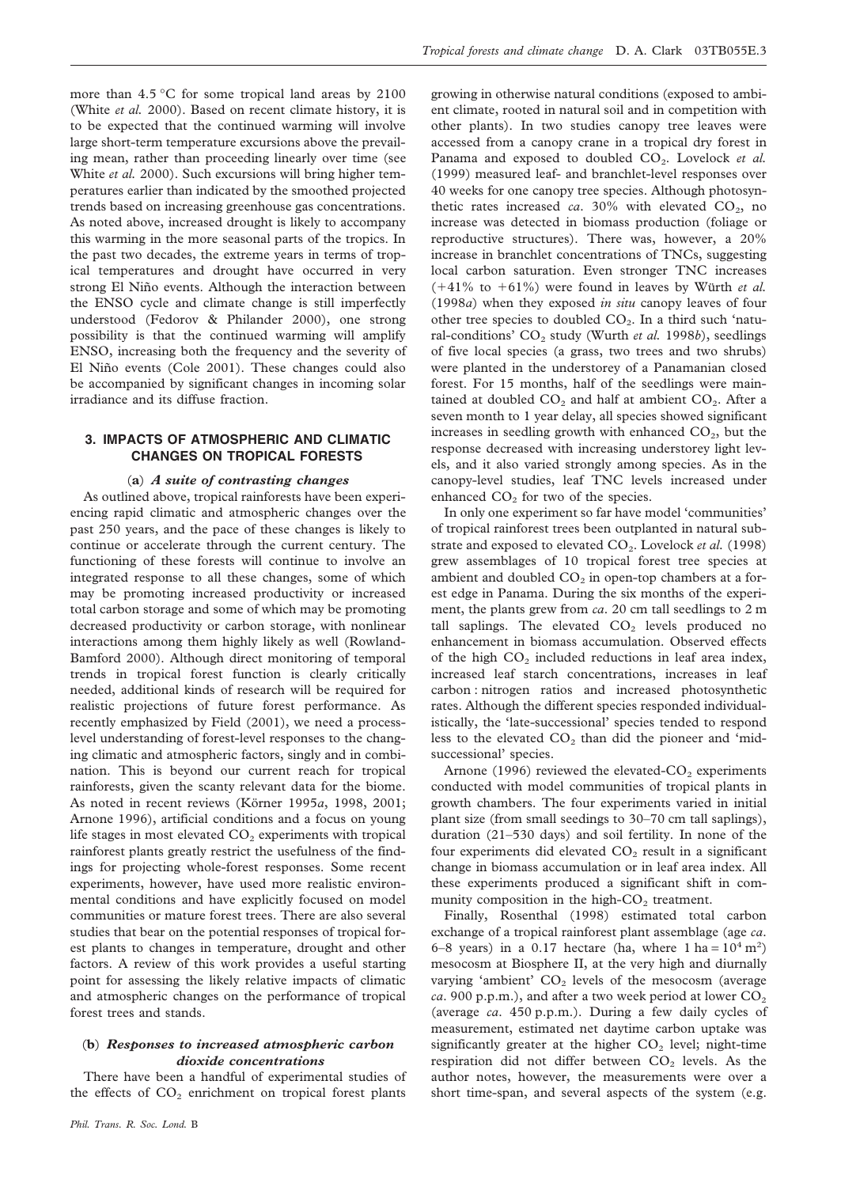more than 4.5 °C for some tropical land areas by 2100 (White *et al.* 2000). Based on recent climate history, it is to be expected that the continued warming will involve large short-term temperature excursions above the prevailing mean, rather than proceeding linearly over time (see White *et al.* 2000). Such excursions will bring higher temperatures earlier than indicated by the smoothed projected trends based on increasing greenhouse gas concentrations. As noted above, increased drought is likely to accompany this warming in the more seasonal parts of the tropics. In the past two decades, the extreme years in terms of tropical temperatures and drought have occurred in very strong El Niño events. Although the interaction between the ENSO cycle and climate change is still imperfectly understood (Fedorov & Philander 2000), one strong possibility is that the continued warming will amplify ENSO, increasing both the frequency and the severity of El Niño events (Cole 2001). These changes could also be accompanied by significant changes in incoming solar irradiance and its diffuse fraction.

## 3. IMPACTS OF ATMOSPHERIC AND CLIMATIC CHANGES ON TROPICAL FORESTS

### (a) *A suite of contrasting changes*

As outlined above, tropical rainforests have been experiencing rapid climatic and atmospheric changes over the past 250 years, and the pace of these changes is likely to continue or accelerate through the current century. The functioning of these forests will continue to involve an integrated response to all these changes, some of which may be promoting increased productivity or increased total carbon storage and some of which may be promoting decreased productivity or carbon storage, with nonlinear interactions among them highly likely as well (Rowland-Bamford 2000). Although direct monitoring of temporal trends in tropical forest function is clearly critically needed, additional kinds of research will be required for realistic projections of future forest performance. As recently emphasized by Field (2001), we need a process-level understanding of forest-level responses to the changing climatic and atmospheric factors, singly and in combination. This is beyond our current reach for tropical rainforests, given the scanty relevant data for the biome. As noted in recent reviews (Körner 1995*a*, 1998, 2001; Arnone 1996), artificial conditions and a focus on young life stages in most elevated $CO_2$ experiments with tropical rainforest plants greatly restrict the usefulness of the findings for projecting whole-forest responses. Some recent experiments, however, have used more realistic environmental conditions and have explicitly focused on model communities or mature forest trees. There are also several studies that bear on the potential responses of tropical forest plants to changes in temperature, drought and other factors. A review of this work provides a useful starting point for assessing the likely relative impacts of climatic and atmospheric changes on the performance of tropical forest trees and stands.

### (b) *Responses to increased atmospheric carbon dioxide concentrations*

There have been a handful of experimental studies of the effects of $CO_2$ enrichment on tropical forest plants growing in otherwise natural conditions (exposed to ambient climate, rooted in natural soil and in competition with other plants). In two studies canopy tree leaves were accessed from a canopy crane in a tropical dry forest in Panama and exposed to doubled $CO_2$. Lovelock *et al.* (1999) measured leaf- and branchlet-level responses over 40 weeks for one canopy tree species. Although photosynthetic rates increased *ca.* 30% with elevated $CO_2$, no increase was detected in biomass production (foliage or reproductive structures). There was, however, a 20% increase in branchlet concentrations of TNCs, suggesting local carbon saturation. Even stronger TNC increases (+41% to +61%) were found in leaves by Würth *et al.* (1998*a*) when they exposed *in situ* canopy leaves of four other tree species to doubled $CO_2$. In a third such 'natural-conditions' $CO_2$ study (Wurth *et al.* 1998*b*), seedlings of five local species (a grass, two trees and two shrubs) were planted in the understorey of a Panamanian closed forest. For 15 months, half of the seedlings were maintained at doubled $CO_2$ and half at ambient $CO_2$. After a seven month to 1 year delay, all species showed significant increases in seedling growth with enhanced $CO_2$, but the response decreased with increasing understorey light levels, and it also varied strongly among species. As in the canopy-level studies, leaf TNC levels increased under enhanced $CO_2$ for two of the species.

In only one experiment so far have model 'communities' of tropical rainforest trees been outplanted in natural substrate and exposed to elevated $CO_2$. Lovelock *et al.* (1998) grew assemblages of 10 tropical forest tree species at ambient and doubled $CO_2$ in open-top chambers at a forest edge in Panama. During the six months of the experiment, the plants grew from *ca*. 20 cm tall seedlings to 2 m tall saplings. The elevated $CO_2$ levels produced no enhancement in biomass accumulation. Observed effects of the high $CO_2$ included reductions in leaf area index, increased leaf starch concentrations, increases in leaf carbon : nitrogen ratios and increased photosynthetic rates. Although the different species responded individualistically, the 'late-successional' species tended to respond less to the elevated $CO_2$ than did the pioneer and 'mid-successional' species.

Arnone (1996) reviewed the elevated-$CO_2$ experiments conducted with model communities of tropical plants in growth chambers. The four experiments varied in initial plant size (from small seedings to 30–70 cm tall saplings), duration (21–530 days) and soil fertility. In none of the four experiments did elevated $CO_2$ result in a significant change in biomass accumulation or in leaf area index. All these experiments produced a significant shift in community composition in the high-$CO_2$ treatment.

Finally, Rosenthal (1998) estimated total carbon exchange of a tropical rainforest plant assemblage (age *ca*. 6–8 years) in a 0.17 hectare (ha, where 1 ha = $10^4$ m$^2$) mesocosm at Biosphere II, at the very high and diurnally varying 'ambient' $CO_2$ levels of the mesocosm (average *ca*. 900 p.p.m.), and after a two week period at lower $CO_2$ (average *ca*. 450 p.p.m.). During a few daily cycles of measurement, estimated net daytime carbon uptake was significantly greater at the higher $CO_2$ level; night-time respiration did not differ between $CO_2$ levels. As the author notes, however, the measurements were over a short time-span, and several aspects of the system (e.g.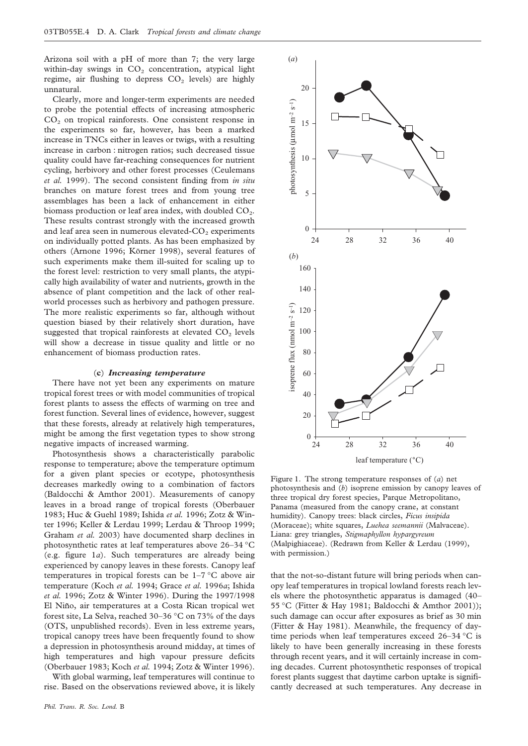Arizona soil with a pH of more than 7; the very large within-day swings in $CO_2$ concentration, atypical light regime, air flushing to depress $CO_2$ levels) are highly unnatural.

Clearly, more and longer-term experiments are needed to probe the potential effects of increasing atmospheric $CO_2$ on tropical rainforests. One consistent response in the experiments so far, however, has been a marked increase in TNCs either in leaves or twigs, with a resulting increase in carbon : nitrogen ratios; such decreased tissue quality could have far-reaching consequences for nutrient cycling, herbivory and other forest processes (Ceulemans *et al.* 1999). The second consistent finding from *in situ* branches on mature forest trees and from young tree assemblages has been a lack of enhancement in either biomass production or leaf area index, with doubled $CO_2$. These results contrast strongly with the increased growth and leaf area seen in numerous elevated-$CO_2$ experiments on individually potted plants. As has been emphasized by others (Arnone 1996; Körner 1998), several features of such experiments make them ill-suited for scaling up to the forest level: restriction to very small plants, the atypically high availability of water and nutrients, growth in the absence of plant competition and the lack of other real-world processes such as herbivory and pathogen pressure. The more realistic experiments so far, although without question biased by their relatively short duration, have suggested that tropical rainforests at elevated $CO_2$ levels will show a decrease in tissue quality and little or no enhancement of biomass production rates.

### (c) *Increasing temperature*

There have not yet been any experiments on mature tropical forest trees or with model communities of tropical forest plants to assess the effects of warming on tree and forest function. Several lines of evidence, however, suggest that these forests, already at relatively high temperatures, might be among the first vegetation types to show strong negative impacts of increased warming.

Photosynthesis shows a characteristically parabolic response to temperature; above the temperature optimum for a given plant species or ecotype, photosynthesis decreases markedly owing to a combination of factors (Baldocchi & Amthor 2001). Measurements of canopy leaves in a broad range of tropical forests (Oberbauer 1983; Huc & Guehl 1989; Ishida *et al.* 1996; Zotz & Winter 1996; Keller & Lerdau 1999; Lerdau & Throop 1999; Graham *et al.* 2003) have documented sharp declines in photosynthetic rates at leaf temperatures above 26–34 °C (e.g. figure 1*a*). Such temperatures are already being experienced by canopy leaves in these forests. Canopy leaf temperatures in tropical forests can be 1–7 °C above air temperature (Koch *et al.* 1994; Grace *et al.* 1996*a*; Ishida *et al.* 1996; Zotz & Winter 1996). During the 1997/1998 El Niño, air temperatures at a Costa Rican tropical wet forest site, La Selva, reached 30–36 °C on 73% of the days (OTS, unpublished records). Even in less extreme years, tropical canopy trees have been frequently found to show a depression in photosynthesis around midday, at times of high temperatures and high vapour pressure deficits (Oberbauer 1983; Koch *et al.* 1994; Zotz & Winter 1996).

With global warming, leaf temperatures will continue to rise. Based on the observations reviewed above, it is likely that the not-so-distant future will bring periods when canopy leaf temperatures in tropical lowland forests reach levels where the photosynthetic apparatus is damaged (40–55 °C (Fitter & Hay 1981; Baldocchi & Amthor 2001)); such damage can occur after exposures as brief as 30 min (Fitter & Hay 1981). Meanwhile, the frequency of daytime periods when leaf temperatures exceed 26–34 °C is likely to have been generally increasing in these forests through recent years, and it will certainly increase in coming decades. Current photosynthetic responses of tropical forest plants suggest that daytime carbon uptake is significantly decreased at such temperatures. Any decrease in

Figure 1. The strong temperature responses of (*a*) net photosynthesis and (*b*) isoprene emission by canopy leaves of three tropical dry forest species, Parque Metropolitano, Panama (measured from the canopy crane, at constant humidity). Canopy trees: black circles, *Ficus insipida* (Moraceae); white squares, *Luehea seemannii* (Malvaceae). Liana: grey triangles, *Stigmaphyllon hypargyreum* (Malpighiaceae). (Redrawn from Keller & Lerdau (1999), with permission.)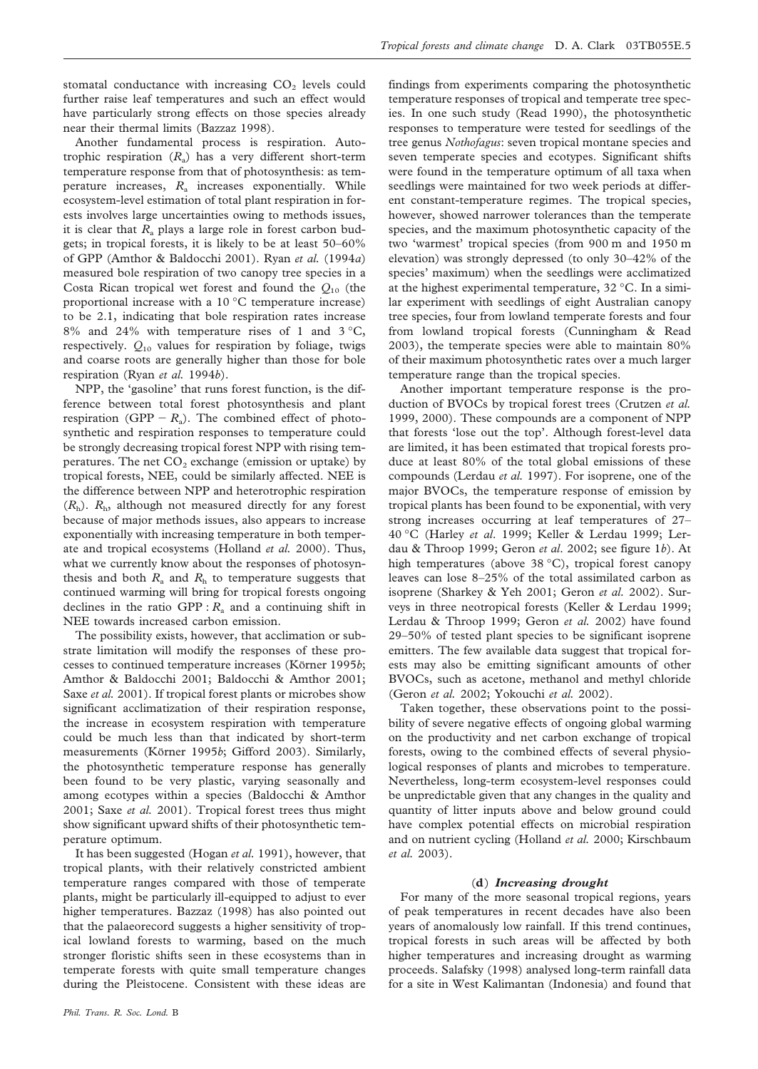stomatal conductance with increasing $CO_2$ levels could further raise leaf temperatures and such an effect would have particularly strong effects on those species already near their thermal limits (Bazzaz 1998).

Another fundamental process is respiration. Autotrophic respiration ($R_a$) has a very different short-term temperature response from that of photosynthesis: as temperature increases, $R_a$ increases exponentially. While ecosystem-level estimation of total plant respiration in forests involves large uncertainties owing to methods issues, it is clear that $R_a$ plays a large role in forest carbon budgets; in tropical forests, it is likely to be at least 50–60% of GPP (Amthor & Baldocchi 2001). Ryan *et al.* (1994*a*) measured bole respiration of two canopy tree species in a Costa Rican tropical wet forest and found the $Q_{10}$ (the proportional increase with a 10 °C temperature increase) to be 2.1, indicating that bole respiration rates increase 8% and 24% with temperature rises of 1 and 3 °C, respectively. $Q_{10}$ values for respiration by foliage, twigs and coarse roots are generally higher than those for bole respiration (Ryan *et al.* 1994*b*).

NPP, the 'gasoline' that runs forest function, is the difference between total forest photosynthesis and plant respiration (GPP − $R_a$). The combined effect of photosynthetic and respiration responses to temperature could be strongly decreasing tropical forest NPP with rising temperatures. The net $CO_2$ exchange (emission or uptake) by tropical forests, NEE, could be similarly affected. NEE is the difference between NPP and heterotrophic respiration ($R_h$). $R_h$, although not measured directly for any forest because of major methods issues, also appears to increase exponentially with increasing temperature in both temperate and tropical ecosystems (Holland *et al.* 2000). Thus, what we currently know about the responses of photosynthesis and both $R_a$ and $R_h$ to temperature suggests that continued warming will bring for tropical forests ongoing declines in the ratio GPP : $R_a$ and a continuing shift in NEE towards increased carbon emission.

The possibility exists, however, that acclimation or substrate limitation will modify the responses of these processes to continued temperature increases (Körner 1995*b*; Amthor & Baldocchi 2001; Baldocchi & Amthor 2001; Saxe *et al.* 2001). If tropical forest plants or microbes show significant acclimatization of their respiration response, the increase in ecosystem respiration with temperature could be much less than that indicated by short-term measurements (Körner 1995*b*; Gifford 2003). Similarly, the photosynthetic temperature response has generally been found to be very plastic, varying seasonally and among ecotypes within a species (Baldocchi & Amthor 2001; Saxe *et al.* 2001). Tropical forest trees thus might show significant upward shifts of their photosynthetic temperature optimum.

It has been suggested (Hogan *et al.* 1991), however, that tropical plants, with their relatively constricted ambient temperature ranges compared with those of temperate plants, might be particularly ill-equipped to adjust to ever higher temperatures. Bazzaz (1998) has also pointed out that the palaeorecord suggests a higher sensitivity of tropical lowland forests to warming, based on the much stronger floristic shifts seen in these ecosystems than in temperate forests with quite small temperature changes during the Pleistocene. Consistent with these ideas are findings from experiments comparing the photosynthetic temperature responses of tropical and temperate tree species. In one such study (Read 1990), the photosynthetic responses to temperature were tested for seedlings of the tree genus *Nothofagus*: seven tropical montane species and seven temperate species and ecotypes. Significant shifts were found in the temperature optimum of all taxa when seedlings were maintained for two week periods at different constant-temperature regimes. The tropical species, however, showed narrower tolerances than the temperate species, and the maximum photosynthetic capacity of the two 'warmest' tropical species (from 900 m and 1950 m elevation) was strongly depressed (to only 30–42% of the species' maximum) when the seedlings were acclimatized at the highest experimental temperature, 32 °C. In a similar experiment with seedlings of eight Australian canopy tree species, four from lowland temperate forests and four from lowland tropical forests (Cunningham & Read 2003), the temperate species were able to maintain 80% of their maximum photosynthetic rates over a much larger temperature range than the tropical species.

Another important temperature response is the production of BVOCs by tropical forest trees (Crutzen *et al.* 1999, 2000). These compounds are a component of NPP that forests 'lose out the top'. Although forest-level data are limited, it has been estimated that tropical forests produce at least 80% of the total global emissions of these compounds (Lerdau *et al.* 1997). For isoprene, one of the major BVOCs, the temperature response of emission by tropical plants has been found to be exponential, with very strong increases occurring at leaf temperatures of 27–40 °C (Harley *et al.* 1999; Keller & Lerdau 1999; Lerdau & Throop 1999; Geron *et al.* 2002; see figure 1*b*). At high temperatures (above 38 °C), tropical forest canopy leaves can lose 8–25% of the total assimilated carbon as isoprene (Sharkey & Yeh 2001; Geron *et al.* 2002). Surveys in three neotropical forests (Keller & Lerdau 1999; Lerdau & Throop 1999; Geron *et al.* 2002) have found 29–50% of tested plant species to be significant isoprene emitters. The few available data suggest that tropical forests may also be emitting significant amounts of other BVOCs, such as acetone, methanol and methyl chloride (Geron *et al.* 2002; Yokouchi *et al.* 2002).

Taken together, these observations point to the possibility of severe negative effects of ongoing global warming on the productivity and net carbon exchange of tropical forests, owing to the combined effects of several physiological responses of plants and microbes to temperature. Nevertheless, long-term ecosystem-level responses could be unpredictable given that any changes in the quality and quantity of litter inputs above and below ground could have complex potential effects on microbial respiration and on nutrient cycling (Holland *et al.* 2000; Kirschbaum *et al.* 2003).

### (d) *Increasing drought*

For many of the more seasonal tropical regions, years of peak temperatures in recent decades have also been years of anomalously low rainfall. If this trend continues, tropical forests in such areas will be affected by both higher temperatures and increasing drought as warming proceeds. Salafsky (1998) analysed long-term rainfall data for a site in West Kalimantan (Indonesia) and found that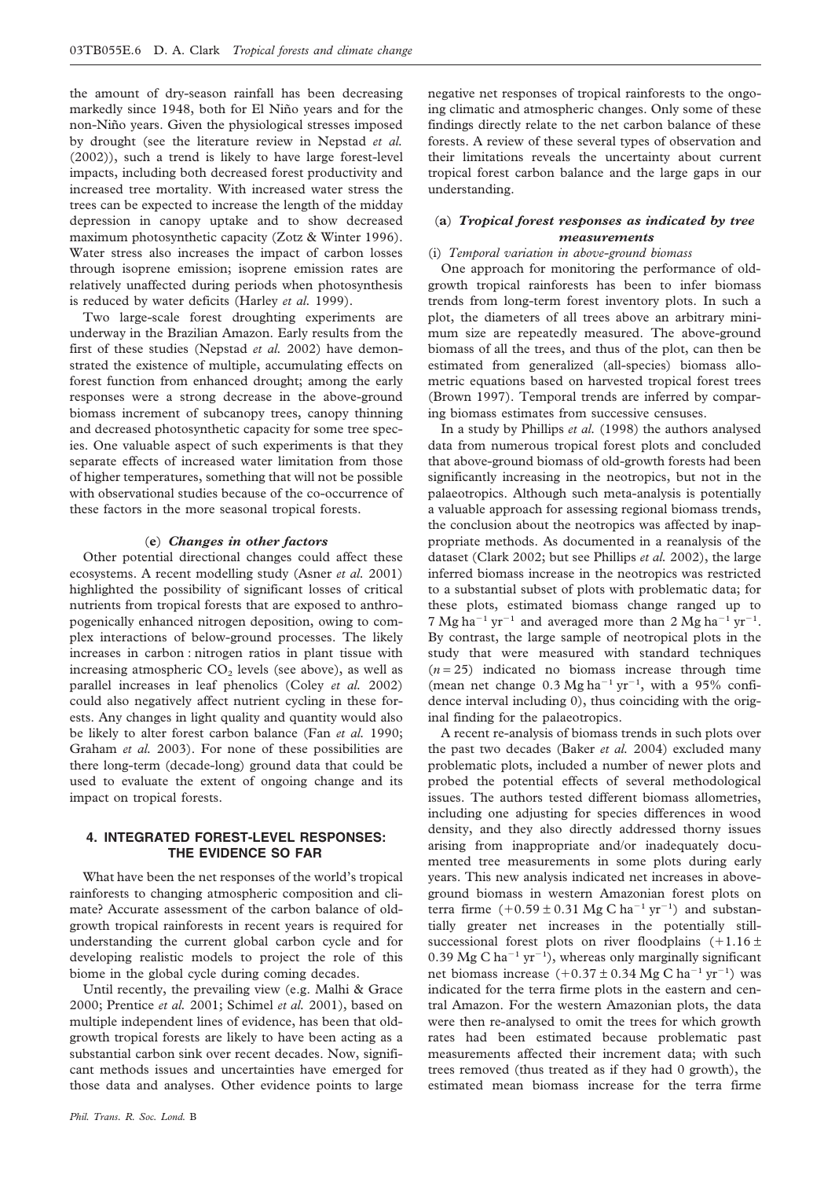the amount of dry-season rainfall has been decreasing markedly since 1948, both for El Niño years and for the non-Niño years. Given the physiological stresses imposed by drought (see the literature review in Nepstad *et al.* (2002)), such a trend is likely to have large forest-level impacts, including both decreased forest productivity and increased tree mortality. With increased water stress the trees can be expected to increase the length of the midday depression in canopy uptake and to show decreased maximum photosynthetic capacity (Zotz & Winter 1996). Water stress also increases the impact of carbon losses through isoprene emission; isoprene emission rates are relatively unaffected during periods when photosynthesis is reduced by water deficits (Harley *et al.* 1999).

Two large-scale forest droughting experiments are underway in the Brazilian Amazon. Early results from the first of these studies (Nepstad *et al.* 2002) have demonstrated the existence of multiple, accumulating effects on forest function from enhanced drought; among the early responses were a strong decrease in the above-ground biomass increment of subcanopy trees, canopy thinning and decreased photosynthetic capacity for some tree species. One valuable aspect of such experiments is that they separate effects of increased water limitation from those of higher temperatures, something that will not be possible with observational studies because of the co-occurrence of these factors in the more seasonal tropical forests.

### (e) *Changes in other factors*

Other potential directional changes could affect these ecosystems. A recent modelling study (Asner *et al.* 2001) highlighted the possibility of significant losses of critical nutrients from tropical forests that are exposed to anthropogenically enhanced nitrogen deposition, owing to complex interactions of below-ground processes. The likely increases in carbon : nitrogen ratios in plant tissue with increasing atmospheric $CO_2$ levels (see above), as well as parallel increases in leaf phenolics (Coley *et al.* 2002) could also negatively affect nutrient cycling in these forests. Any changes in light quality and quantity would also be likely to alter forest carbon balance (Fan *et al.* 1990; Graham *et al.* 2003). For none of these possibilities are there long-term (decade-long) ground data that could be used to evaluate the extent of ongoing change and its impact on tropical forests.

## 4. INTEGRATED FOREST-LEVEL RESPONSES: THE EVIDENCE SO FAR

What have been the net responses of the world's tropical rainforests to changing atmospheric composition and climate? Accurate assessment of the carbon balance of old-growth tropical rainforests in recent years is required for understanding the current global carbon cycle and for developing realistic models to project the role of this biome in the global cycle during coming decades.

Until recently, the prevailing view (e.g. Malhi & Grace 2000; Prentice *et al.* 2001; Schimel *et al.* 2001), based on multiple independent lines of evidence, has been that old-growth tropical forests are likely to have been acting as a substantial carbon sink over recent decades. Now, significant methods issues and uncertainties have emerged for those data and analyses. Other evidence points to large negative net responses of tropical rainforests to the ongoing climatic and atmospheric changes. Only some of these findings directly relate to the net carbon balance of these forests. A review of these several types of observation and their limitations reveals the uncertainty about current tropical forest carbon balance and the large gaps in our understanding.

### (a) *Tropical forest responses as indicated by tree measurements*

(i) *Temporal variation in above-ground biomass*

One approach for monitoring the performance of old-growth tropical rainforests has been to infer biomass trends from long-term forest inventory plots. In such a plot, the diameters of all trees above an arbitrary minimum size are repeatedly measured. The above-ground biomass of all the trees, and thus of the plot, can then be estimated from generalized (all-species) biomass allometric equations based on harvested tropical forest trees (Brown 1997). Temporal trends are inferred by comparing biomass estimates from successive censuses.

In a study by Phillips *et al.* (1998) the authors analysed data from numerous tropical forest plots and concluded that above-ground biomass of old-growth forests had been significantly increasing in the neotropics, but not in the palaeotropics. Although such meta-analysis is potentially a valuable approach for assessing regional biomass trends, the conclusion about the neotropics was affected by inappropriate methods. As documented in a reanalysis of the dataset (Clark 2002; but see Phillips *et al.* 2002), the large inferred biomass increase in the neotropics was restricted to a substantial subset of plots with problematic data; for these plots, estimated biomass change ranged up to 7 Mg ha$^{-1}$ yr$^{-1}$ and averaged more than 2 Mg ha$^{-1}$ yr$^{-1}$. By contrast, the large sample of neotropical plots in the study that were measured with standard techniques ($n = 25$) indicated no biomass increase through time (mean net change 0.3 Mg ha$^{-1}$ yr$^{-1}$, with a 95% confidence interval including 0), thus coinciding with the original finding for the palaeotropics.

A recent re-analysis of biomass trends in such plots over the past two decades (Baker *et al.* 2004) excluded many problematic plots, included a number of newer plots and probed the potential effects of several methodological issues. The authors tested different biomass allometries, including one adjusting for species differences in wood density, and they also directly addressed thorny issues arising from inappropriate and/or inadequately documented tree measurements in some plots during early years. This new analysis indicated net increases in above-ground biomass in western Amazonian forest plots on terra firme ($+0.59 \pm 0.31$ Mg C ha$^{-1}$ yr$^{-1}$) and substantially greater net increases in the potentially still-successional forest plots on river floodplains ($+1.16 \pm 0.39$ Mg C ha$^{-1}$ yr$^{-1}$), whereas only marginally significant net biomass increase ($+0.37 \pm 0.34$ Mg C ha$^{-1}$ yr$^{-1}$) was indicated for the terra firme plots in the eastern and central Amazon. For the western Amazonian plots, the data were then re-analysed to omit the trees for which growth rates had been estimated because problematic past measurements affected their increment data; with such trees removed (thus treated as if they had 0 growth), the estimated mean biomass increase for the terra firme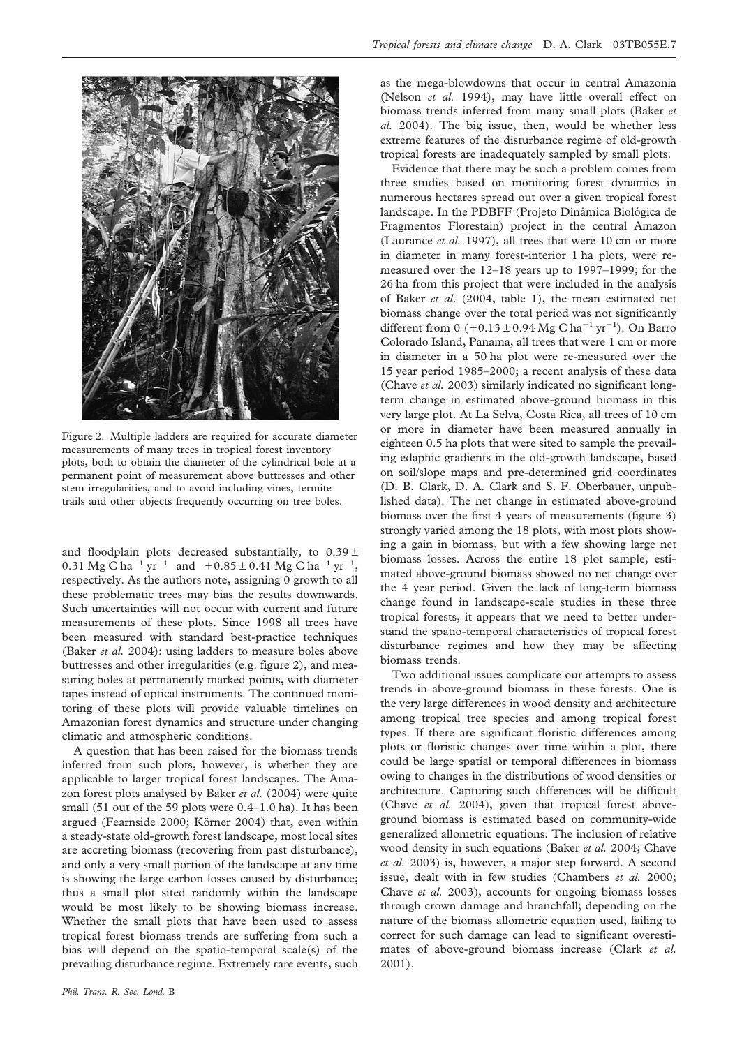Figure 2. Multiple ladders are required for accurate diameter measurements of many trees in tropical forest inventory plots, both to obtain the diameter of the cylindrical bole at a permanent point of measurement above buttresses and other stem irregularities, and to avoid including vines, termite trails and other objects frequently occurring on tree boles.

and floodplain plots decreased substantially, to $0.39 \pm 0.31$ Mg C ha$^{-1}$ yr$^{-1}$ and $+0.85 \pm 0.41$ Mg C ha$^{-1}$ yr$^{-1}$, respectively. As the authors note, assigning 0 growth to all these problematic trees may bias the results downwards. Such uncertainties will not occur with current and future measurements of these plots. Since 1998 all trees have been measured with standard best-practice techniques (Baker *et al.* 2004): using ladders to measure boles above buttresses and other irregularities (e.g. figure 2), and measuring boles at permanently marked points, with diameter tapes instead of optical instruments. The continued monitoring of these plots will provide valuable timelines on Amazonian forest dynamics and structure under changing climatic and atmospheric conditions.

A question that has been raised for the biomass trends inferred from such plots, however, is whether they are applicable to larger tropical forest landscapes. The Amazon forest plots analysed by Baker *et al.* (2004) were quite small (51 out of the 59 plots were 0.4–1.0 ha). It has been argued (Fearnside 2000; Körner 2004) that, even within a steady-state old-growth forest landscape, most local sites are accreting biomass (recovering from past disturbance), and only a very small portion of the landscape at any time is showing the large carbon losses caused by disturbance; thus a small plot sited randomly within the landscape would be most likely to be showing biomass increase. Whether the small plots that have been used to assess tropical forest biomass trends are suffering from such a bias will depend on the spatio-temporal scale(s) of the prevailing disturbance regime. Extremely rare events, such as the mega-blowdowns that occur in central Amazonia (Nelson *et al.* 1994), may have little overall effect on biomass trends inferred from many small plots (Baker *et al.* 2004). The big issue, then, would be whether less extreme features of the disturbance regime of old-growth tropical forests are inadequately sampled by small plots.

Evidence that there may be such a problem comes from three studies based on monitoring forest dynamics in numerous hectares spread out over a given tropical forest landscape. In the PDBFF (Projeto Dinâmica Biológica de Fragmentos Florestain) project in the central Amazon (Laurance *et al.* 1997), all trees that were 10 cm or more in diameter in many forest-interior 1 ha plots, were remeasured over the 12–18 years up to 1997–1999; for the 26 ha from this project that were included in the analysis of Baker *et al.* (2004, table 1), the mean estimated net biomass change over the total period was not significantly different from 0 ($+0.13 \pm 0.94$ Mg C ha$^{-1}$ yr$^{-1}$). On Barro Colorado Island, Panama, all trees that were 1 cm or more in diameter in a 50 ha plot were re-measured over the 15 year period 1985–2000; a recent analysis of these data (Chave *et al.* 2003) similarly indicated no significant long-term change in estimated above-ground biomass in this very large plot. At La Selva, Costa Rica, all trees of 10 cm or more in diameter have been measured annually in eighteen 0.5 ha plots that were sited to sample the prevailing edaphic gradients in the old-growth landscape, based on soil/slope maps and pre-determined grid coordinates (D. B. Clark, D. A. Clark and S. F. Oberbauer, unpublished data). The net change in estimated above-ground biomass over the first 4 years of measurements (figure 3) strongly varied among the 18 plots, with most plots showing a gain in biomass, but with a few showing large net biomass losses. Across the entire 18 plot sample, estimated above-ground biomass showed no net change over the 4 year period. Given the lack of long-term biomass change found in landscape-scale studies in these three tropical forests, it appears that we need to better understand the spatio-temporal characteristics of tropical forest disturbance regimes and how they may be affecting biomass trends.

Two additional issues complicate our attempts to assess trends in above-ground biomass in these forests. One is the very large differences in wood density and architecture among tropical tree species and among tropical forest types. If there are significant floristic differences among plots or floristic changes over time within a plot, there could be large spatial or temporal differences in biomass owing to changes in the distributions of wood densities or architecture. Capturing such differences will be difficult (Chave *et al.* 2004), given that tropical forest above-ground biomass is estimated based on community-wide generalized allometric equations. The inclusion of relative wood density in such equations (Baker *et al.* 2004; Chave *et al.* 2003) is, however, a major step forward. A second issue, dealt with in few studies (Chambers *et al.* 2000; Chave *et al.* 2003), accounts for ongoing biomass losses through crown damage and branchfall; depending on the nature of the biomass allometric equation used, failing to correct for such damage can lead to significant overestimates of above-ground biomass increase (Clark *et al.* 2001).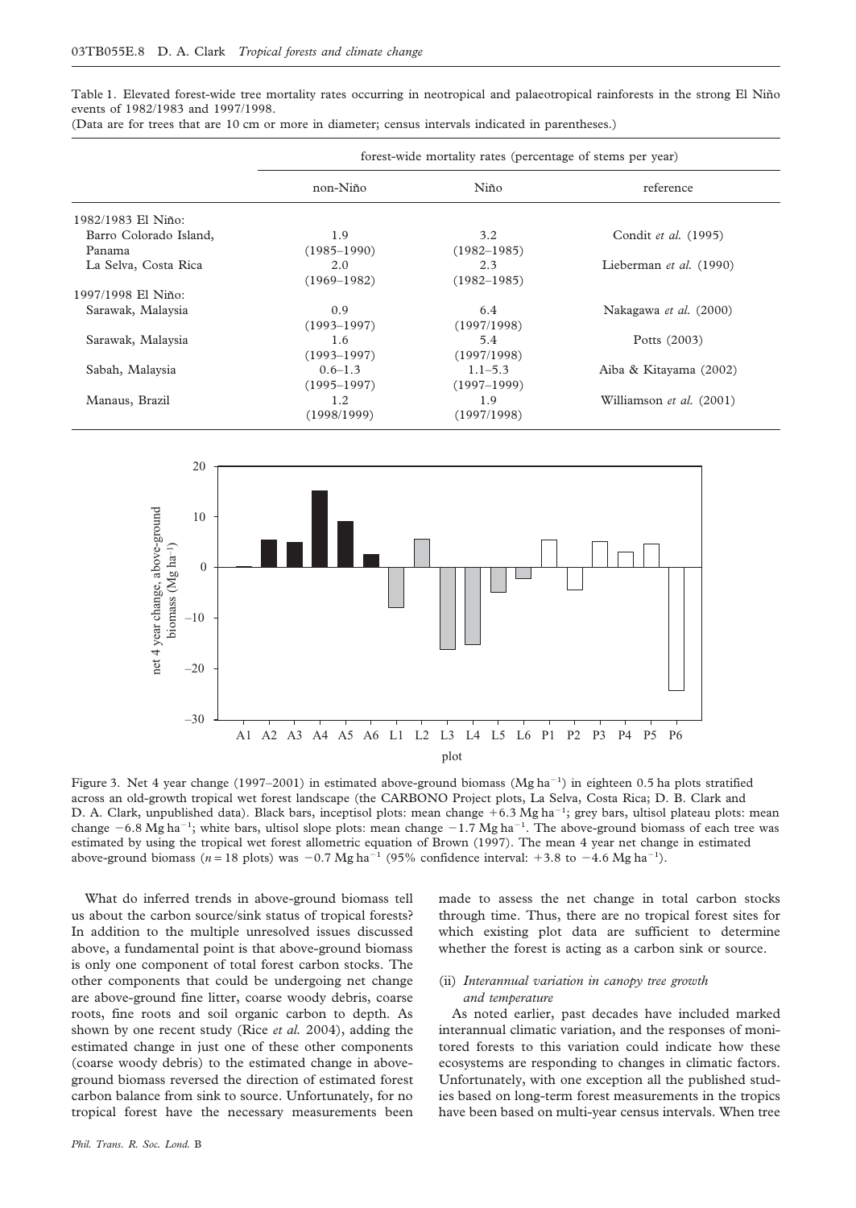Table 1. Elevated forest-wide tree mortality rates occurring in neotropical and palaeotropical rainforests in the strong El Niño events of 1982/1983 and 1997/1998.
(Data are for trees that are 10 cm or more in diameter; census intervals indicated in parentheses.)

| | forest-wide mortality rates (percentage of stems per year) | | |
|---|---|---|---|
| | non-Niño | Niño | reference |
| 1982/1983 El Niño: | | | |
| Barro Colorado Island, Panama | 1.9 (1985–1990) | 3.2 (1982–1985) | Condit *et al.* (1995) |
| La Selva, Costa Rica | 2.0 (1969–1982) | 2.3 (1982–1985) | Lieberman *et al.* (1990) |
| 1997/1998 El Niño: | | | |
| Sarawak, Malaysia | 0.9 (1993–1997) | 6.4 (1997/1998) | Nakagawa *et al.* (2000) |
| Sarawak, Malaysia | 1.6 (1993–1997) | 5.4 (1997/1998) | Potts (2003) |
| Sabah, Malaysia | 0.6–1.3 (1995–1997) | 1.1–5.3 (1997–1999) | Aiba & Kitayama (2002) |
| Manaus, Brazil | 1.2 (1998/1999) | 1.9 (1997/1998) | Williamson *et al.* (2001) |

Figure 3. Net 4 year change (1997–2001) in estimated above-ground biomass (Mg ha$^{-1}$) in eighteen 0.5 ha plots stratified across an old-growth tropical wet forest landscape (the CARBONO Project plots, La Selva, Costa Rica; D. B. Clark and D. A. Clark, unpublished data). Black bars, inceptisol plots: mean change +6.3 Mg ha$^{-1}$; grey bars, ultisol plateau plots: mean change −6.8 Mg ha$^{-1}$; white bars, ultisol slope plots: mean change −1.7 Mg ha$^{-1}$. The above-ground biomass of each tree was estimated by using the tropical wet forest allometric equation of Brown (1997). The mean 4 year net change in estimated above-ground biomass ($n = 18$ plots) was −0.7 Mg ha$^{-1}$ (95% confidence interval: +3.8 to −4.6 Mg ha$^{-1}$).

What do inferred trends in above-ground biomass tell us about the carbon source/sink status of tropical forests? In addition to the multiple unresolved issues discussed above, a fundamental point is that above-ground biomass is only one component of total forest carbon stocks. The other components that could be undergoing net change are above-ground fine litter, coarse woody debris, coarse roots, fine roots and soil organic carbon to depth. As shown by one recent study (Rice *et al.* 2004), adding the estimated change in just one of these other components (coarse woody debris) to the estimated change in above-ground biomass reversed the direction of estimated forest carbon balance from sink to source. Unfortunately, for no tropical forest have the necessary measurements been made to assess the net change in total carbon stocks through time. Thus, there are no tropical forest sites for which existing plot data are sufficient to determine whether the forest is acting as a carbon sink or source.

### (ii) *Interannual variation in canopy tree growth and temperature*

As noted earlier, past decades have included marked interannual climatic variation, and the responses of monitored forests to this variation could indicate how these ecosystems are responding to changes in climatic factors. Unfortunately, with one exception all the published studies based on long-term forest measurements in the tropics have been based on multi-year census intervals. When tree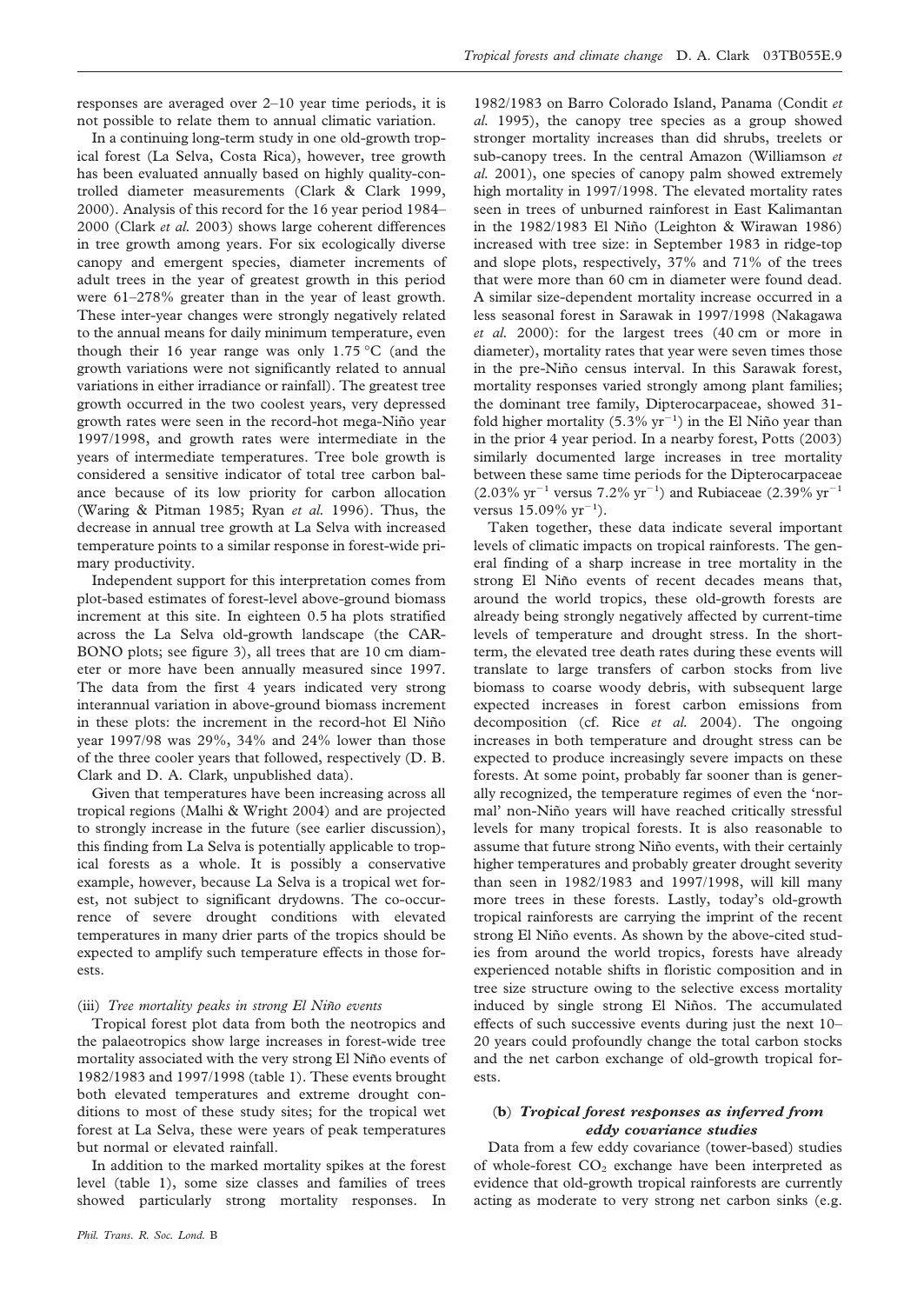responses are averaged over 2–10 year time periods, it is not possible to relate them to annual climatic variation.

In a continuing long-term study in one old-growth tropical forest (La Selva, Costa Rica), however, tree growth has been evaluated annually based on highly quality-controlled diameter measurements (Clark & Clark 1999, 2000). Analysis of this record for the 16 year period 1984–2000 (Clark *et al.* 2003) shows large coherent differences in tree growth among years. For six ecologically diverse canopy and emergent species, diameter increments of adult trees in the year of greatest growth in this period were 61–278% greater than in the year of least growth. These inter-year changes were strongly negatively related to the annual means for daily minimum temperature, even though their 16 year range was only 1.75 °C (and the growth variations were not significantly related to annual variations in either irradiance or rainfall). The greatest tree growth occurred in the two coolest years, very depressed growth rates were seen in the record-hot mega-Niño year 1997/1998, and growth rates were intermediate in the years of intermediate temperatures. Tree bole growth is considered a sensitive indicator of total tree carbon balance because of its low priority for carbon allocation (Waring & Pitman 1985; Ryan *et al.* 1996). Thus, the decrease in annual tree growth at La Selva with increased temperature points to a similar response in forest-wide primary productivity.

Independent support for this interpretation comes from plot-based estimates of forest-level above-ground biomass increment at this site. In eighteen 0.5 ha plots stratified across the La Selva old-growth landscape (the CARBONO plots; see figure 3), all trees that are 10 cm diameter or more have been annually measured since 1997. The data from the first 4 years indicated very strong interannual variation in above-ground biomass increment in these plots: the increment in the record-hot El Niño year 1997/98 was 29%, 34% and 24% lower than those of the three cooler years that followed, respectively (D. B. Clark and D. A. Clark, unpublished data).

Given that temperatures have been increasing across all tropical regions (Malhi & Wright 2004) and are projected to strongly increase in the future (see earlier discussion), this finding from La Selva is potentially applicable to tropical forests as a whole. It is possibly a conservative example, however, because La Selva is a tropical wet forest, not subject to significant drydowns. The co-occurrence of severe drought conditions with elevated temperatures in many drier parts of the tropics should be expected to amplify such temperature effects in those forests.

#### (iii) *Tree mortality peaks in strong El Niño events*

Tropical forest plot data from both the neotropics and the palaeotropics show large increases in forest-wide tree mortality associated with the very strong El Niño events of 1982/1983 and 1997/1998 (table 1). These events brought both elevated temperatures and extreme drought conditions to most of these study sites; for the tropical wet forest at La Selva, these were years of peak temperatures but normal or elevated rainfall.

In addition to the marked mortality spikes at the forest level (table 1), some size classes and families of trees showed particularly strong mortality responses. In 1982/1983 on Barro Colorado Island, Panama (Condit *et al.* 1995), the canopy tree species as a group showed stronger mortality increases than did shrubs, treelets or sub-canopy trees. In the central Amazon (Williamson *et al.* 2001), one species of canopy palm showed extremely high mortality in 1997/1998. The elevated mortality rates seen in trees of unburned rainforest in East Kalimantan in the 1982/1983 El Niño (Leighton & Wirawan 1986) increased with tree size: in September 1983 in ridge-top and slope plots, respectively, 37% and 71% of the trees that were more than 60 cm in diameter were found dead. A similar size-dependent mortality increase occurred in a less seasonal forest in Sarawak in 1997/1998 (Nakagawa *et al.* 2000): for the largest trees (40 cm or more in diameter), mortality rates that year were seven times those in the pre-Niño census interval. In this Sarawak forest, mortality responses varied strongly among plant families; the dominant tree family, Dipterocarpaceae, showed 31-fold higher mortality (5.3% $yr^{-1}$) in the El Niño year than in the prior 4 year period. In a nearby forest, Potts (2003) similarly documented large increases in tree mortality between these same time periods for the Dipterocarpaceae (2.03% $yr^{-1}$ versus 7.2% $yr^{-1}$) and Rubiaceae (2.39% $yr^{-1}$ versus 15.09% $yr^{-1}$).

Taken together, these data indicate several important levels of climatic impacts on tropical rainforests. The general finding of a sharp increase in tree mortality in the strong El Niño events of recent decades means that, around the world tropics, these old-growth forests are already being strongly negatively affected by current-time levels of temperature and drought stress. In the short-term, the elevated tree death rates during these events will translate to large transfers of carbon stocks from live biomass to coarse woody debris, with subsequent large expected increases in forest carbon emissions from decomposition (cf. Rice *et al.* 2004). The ongoing increases in both temperature and drought stress can be expected to produce increasingly severe impacts on these forests. At some point, probably far sooner than is generally recognized, the temperature regimes of even the 'normal' non-Niño years will have reached critically stressful levels for many tropical forests. It is also reasonable to assume that future strong Niño events, with their certainly higher temperatures and probably greater drought severity than seen in 1982/1983 and 1997/1998, will kill many more trees in these forests. Lastly, today's old-growth tropical rainforests are carrying the imprint of the recent strong El Niño events. As shown by the above-cited studies from around the world tropics, forests have already experienced notable shifts in floristic composition and in tree size structure owing to the selective excess mortality induced by single strong El Niños. The accumulated effects of such successive events during just the next 10–20 years could profoundly change the total carbon stocks and the net carbon exchange of old-growth tropical forests.

### (b) *Tropical forest responses as inferred from eddy covariance studies*

Data from a few eddy covariance (tower-based) studies of whole-forest $CO_2$ exchange have been interpreted as evidence that old-growth tropical rainforests are currently acting as moderate to very strong net carbon sinks (e.g.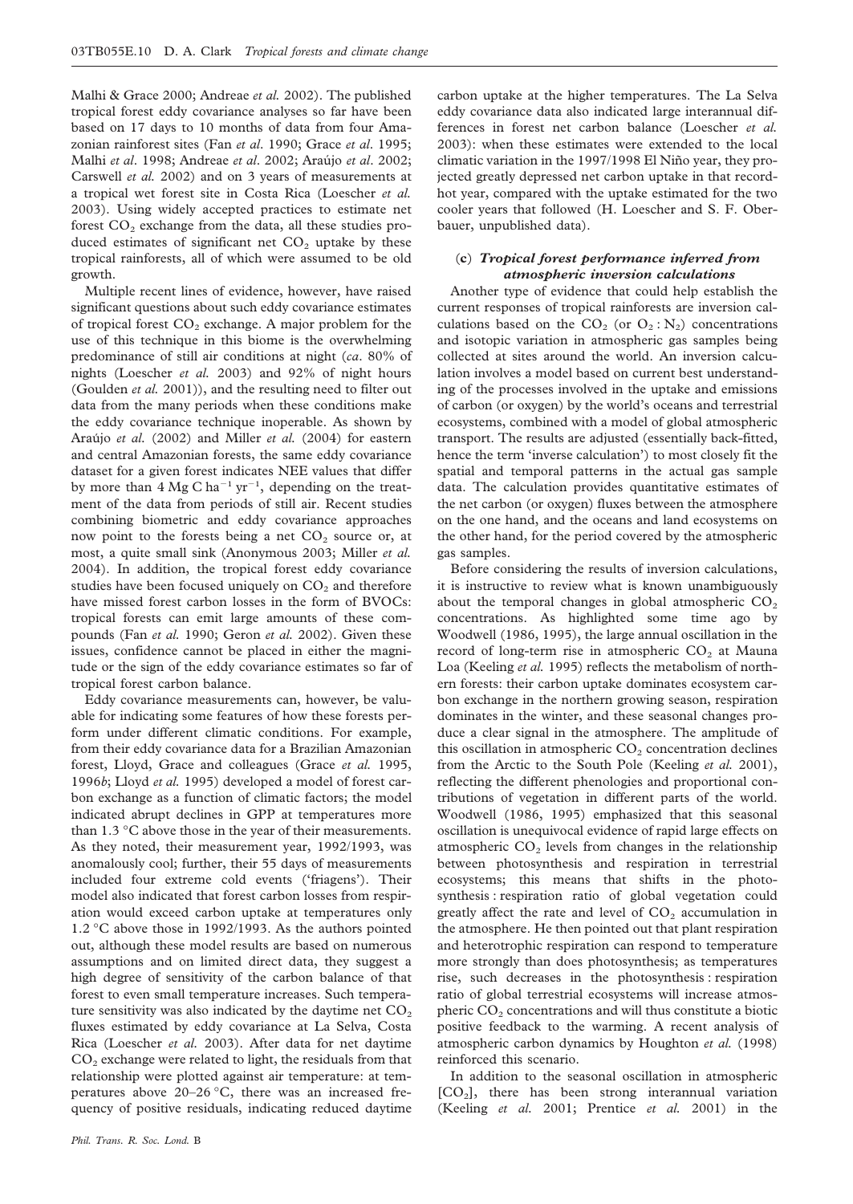Malhi & Grace 2000; Andreae *et al.* 2002). The published tropical forest eddy covariance analyses so far have been based on 17 days to 10 months of data from four Amazonian rainforest sites (Fan *et al*. 1990; Grace *et al*. 1995; Malhi *et al*. 1998; Andreae *et al*. 2002; Araújo *et al*. 2002; Carswell *et al.* 2002) and on 3 years of measurements at a tropical wet forest site in Costa Rica (Loescher *et al.* 2003). Using widely accepted practices to estimate net forest $CO_2$ exchange from the data, all these studies produced estimates of significant net $CO_2$ uptake by these tropical rainforests, all of which were assumed to be old growth.

Multiple recent lines of evidence, however, have raised significant questions about such eddy covariance estimates of tropical forest $CO_2$ exchange. A major problem for the use of this technique in this biome is the overwhelming predominance of still air conditions at night (*ca*. 80% of nights (Loescher *et al.* 2003) and 92% of night hours (Goulden *et al.* 2001)), and the resulting need to filter out data from the many periods when these conditions make the eddy covariance technique inoperable. As shown by Araújo *et al.* (2002) and Miller *et al.* (2004) for eastern and central Amazonian forests, the same eddy covariance dataset for a given forest indicates NEE values that differ by more than 4 Mg C $ha^{-1}$ $yr^{-1}$, depending on the treatment of the data from periods of still air. Recent studies combining biometric and eddy covariance approaches now point to the forests being a net $CO_2$ source or, at most, a quite small sink (Anonymous 2003; Miller *et al.* 2004). In addition, the tropical forest eddy covariance studies have been focused uniquely on $CO_2$ and therefore have missed forest carbon losses in the form of BVOCs: tropical forests can emit large amounts of these compounds (Fan *et al.* 1990; Geron *et al.* 2002). Given these issues, confidence cannot be placed in either the magnitude or the sign of the eddy covariance estimates so far of tropical forest carbon balance.

Eddy covariance measurements can, however, be valuable for indicating some features of how these forests perform under different climatic conditions. For example, from their eddy covariance data for a Brazilian Amazonian forest, Lloyd, Grace and colleagues (Grace *et al.* 1995, 1996*b*; Lloyd *et al.* 1995) developed a model of forest carbon exchange as a function of climatic factors; the model indicated abrupt declines in GPP at temperatures more than 1.3 °C above those in the year of their measurements. As they noted, their measurement year, 1992/1993, was anomalously cool; further, their 55 days of measurements included four extreme cold events ('friagens'). Their model also indicated that forest carbon losses from respiration would exceed carbon uptake at temperatures only 1.2 °C above those in 1992/1993. As the authors pointed out, although these model results are based on numerous assumptions and on limited direct data, they suggest a high degree of sensitivity of the carbon balance of that forest to even small temperature increases. Such temperature sensitivity was also indicated by the daytime net $CO_2$ fluxes estimated by eddy covariance at La Selva, Costa Rica (Loescher *et al.* 2003). After data for net daytime $CO_2$ exchange were related to light, the residuals from that relationship were plotted against air temperature: at temperatures above 20–26 °C, there was an increased frequency of positive residuals, indicating reduced daytime carbon uptake at the higher temperatures. The La Selva eddy covariance data also indicated large interannual differences in forest net carbon balance (Loescher *et al.* 2003): when these estimates were extended to the local climatic variation in the 1997/1998 El Niño year, they projected greatly depressed net carbon uptake in that record-hot year, compared with the uptake estimated for the two cooler years that followed (H. Loescher and S. F. Oberbauer, unpublished data).

### (c) *Tropical forest performance inferred from atmospheric inversion calculations*

Another type of evidence that could help establish the current responses of tropical rainforests are inversion calculations based on the $CO_2$ (or $O_2 : N_2$) concentrations and isotopic variation in atmospheric gas samples being collected at sites around the world. An inversion calculation involves a model based on current best understanding of the processes involved in the uptake and emissions of carbon (or oxygen) by the world's oceans and terrestrial ecosystems, combined with a model of global atmospheric transport. The results are adjusted (essentially back-fitted, hence the term 'inverse calculation') to most closely fit the spatial and temporal patterns in the actual gas sample data. The calculation provides quantitative estimates of the net carbon (or oxygen) fluxes between the atmosphere on the one hand, and the oceans and land ecosystems on the other hand, for the period covered by the atmospheric gas samples.

Before considering the results of inversion calculations, it is instructive to review what is known unambiguously about the temporal changes in global atmospheric $CO_2$ concentrations. As highlighted some time ago by Woodwell (1986, 1995), the large annual oscillation in the record of long-term rise in atmospheric $CO_2$ at Mauna Loa (Keeling *et al.* 1995) reflects the metabolism of northern forests: their carbon uptake dominates ecosystem carbon exchange in the northern growing season, respiration dominates in the winter, and these seasonal changes produce a clear signal in the atmosphere. The amplitude of this oscillation in atmospheric $CO_2$ concentration declines from the Arctic to the South Pole (Keeling *et al.* 2001), reflecting the different phenologies and proportional contributions of vegetation in different parts of the world. Woodwell (1995) emphasized that this seasonal oscillation is unequivocal evidence of rapid large effects on atmospheric $CO_2$ levels from changes in the relationship between photosynthesis and respiration in terrestrial ecosystems; this means that shifts in the photosynthesis : respiration ratio of global vegetation could greatly affect the rate and level of $CO_2$ accumulation in the atmosphere. He then pointed out that plant respiration and heterotrophic respiration can respond to temperature more strongly than does photosynthesis; as temperatures rise, such decreases in the photosynthesis : respiration ratio of global terrestrial ecosystems will increase atmospheric $CO_2$ concentrations and will thus constitute a biotic positive feedback to the warming. A recent analysis of atmospheric carbon dynamics by Houghton *et al.* (1998) reinforced this scenario.

In addition to the seasonal oscillation in atmospheric [$CO_2$], there has been strong interannual variation (Keeling *et al.* 2001; Prentice *et al.* 2001) in the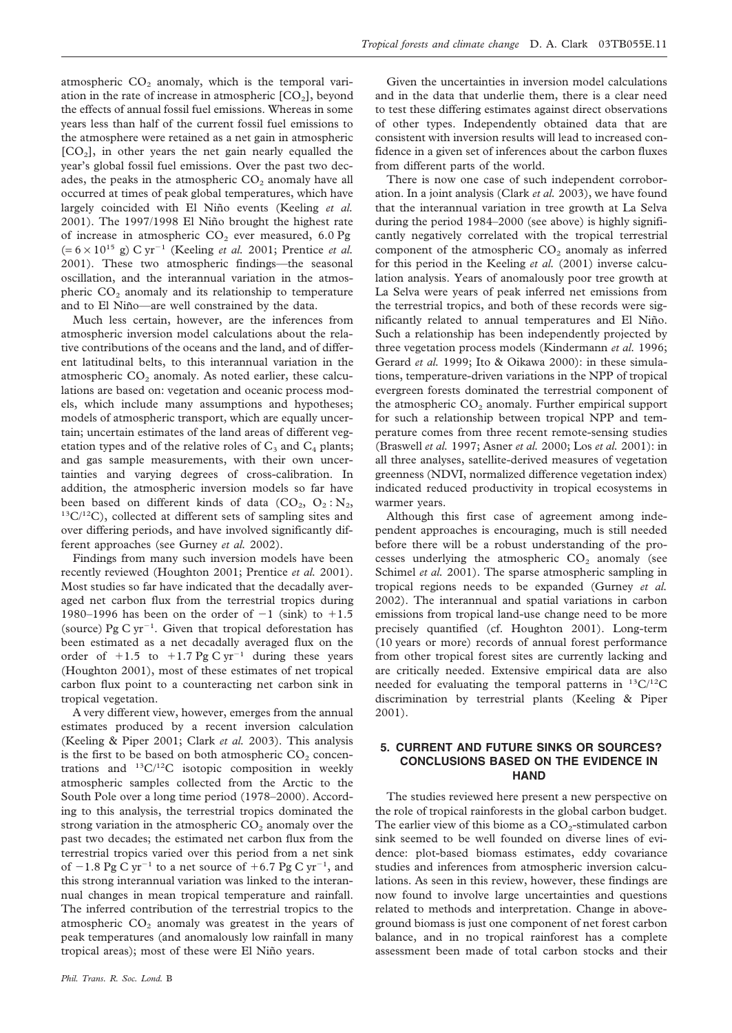atmospheric $CO_2$ anomaly, which is the temporal variation in the rate of increase in atmospheric $[CO_2]$, beyond the effects of annual fossil fuel emissions. Whereas in some years less than half of the current fossil fuel emissions to the atmosphere were retained as a net gain in atmospheric $[CO_2]$, in other years the net gain nearly equalled the year's global fossil fuel emissions. Over the past two decades, the peaks in the atmospheric $CO_2$ anomaly have all occurred at times of peak global temperatures, which have largely coincided with El Niño events (Keeling *et al.* 2001). The 1997/1998 El Niño brought the highest rate of increase in atmospheric $CO_2$ ever measured, 6.0 Pg ($= 6 \times 10^{15}$ g) C $yr^{-1}$ (Keeling *et al.* 2001; Prentice *et al.* 2001). These two atmospheric findings—the seasonal oscillation, and the interannual variation in the atmospheric $CO_2$ anomaly and its relationship to temperature and to El Niño—are well constrained by the data.

Much less certain, however, are the inferences from atmospheric inversion model calculations about the relative contributions of the oceans and the land, and of different latitudinal belts, to this interannual variation in the atmospheric $CO_2$ anomaly. As noted earlier, these calculations are based on: vegetation and oceanic process models, which include many assumptions and hypotheses; models of atmospheric transport, which are equally uncertain; uncertain estimates of the land areas of different vegetation types and of the relative roles of $C_3$ and $C_4$ plants; and gas sample measurements, with their own uncertainties and varying degrees of cross-calibration. In addition, the atmospheric inversion models so far have been based on different kinds of data ($CO_2$, $O_2 : N_2$, $^{13}C/^{12}C$), collected at different sets of sampling sites and over differing periods, and have involved significantly different approaches (see Gurney *et al.* 2002).

Findings from many such inversion models have been recently reviewed (Houghton 2001; Prentice *et al.* 2001). Most studies so far have indicated that the decadally averaged net carbon flux from the terrestrial tropics during 1980–1996 has been on the order of $-1$ (sink) to $+1.5$ (source) Pg C $yr^{-1}$. Given that tropical deforestation has been estimated as a net decadally averaged flux on the order of $+1.5$ to $+1.7$ Pg C $yr^{-1}$ during these years (Houghton 2001), most of these estimates of net tropical carbon flux point to a counteracting net carbon sink in tropical vegetation.

A very different view, however, emerges from the annual estimates produced by a recent inversion calculation (Keeling & Piper 2001; Clark *et al.* 2003). This analysis is the first to be based on both atmospheric $CO_2$ concentrations and $^{13}C/^{12}C$ isotopic composition in weekly atmospheric samples collected from the Arctic to the South Pole over a long time period (1978–2000). According to this analysis, the terrestrial tropics dominated the strong variation in the atmospheric $CO_2$ anomaly over the past two decades; the estimated net carbon flux from the terrestrial tropics varied over this period from a net sink of $-1.8$ Pg C $yr^{-1}$ to a net source of $+6.7$ Pg C $yr^{-1}$, and this strong interannual variation was linked to the interannual changes in mean tropical temperature and rainfall. The inferred contribution of the terrestrial tropics to the atmospheric $CO_2$ anomaly was greatest in the years of peak temperatures (and anomalously low rainfall in many tropical areas); most of these were El Niño years.

Given the uncertainties in inversion model calculations and in the data that underlie them, there is a clear need to test these differing estimates against direct observations of other types. Independently obtained data that are consistent with inversion results will lead to increased confidence in a given set of inferences about the carbon fluxes from different parts of the world.

There is now one case of such independent corroboration. In a joint analysis (Clark *et al.* 2003), we have found that the interannual variation in tree growth at La Selva during the period 1984–2000 (see above) is highly significantly negatively correlated with the tropical terrestrial component of the atmospheric $CO_2$ anomaly as inferred for this period in the Keeling *et al.* (2001) inverse calculation analysis. Years of anomalously poor tree growth at La Selva were years of peak inferred net emissions from the terrestrial tropics, and both of these records were significantly related to annual temperatures and El Niño. Such a relationship has been independently projected by three vegetation process models (Kindermann *et al.* 1996; Gerard *et al.* 1999; Ito & Oikawa 2000): in these simulations, temperature-driven variations in the NPP of tropical evergreen forests dominated the terrestrial component of the atmospheric $CO_2$ anomaly. Further empirical support for such a relationship between tropical NPP and temperature comes from three recent remote-sensing studies (Braswell *et al.* 1997; Asner *et al.* 2000; Los *et al.* 2001): in all three analyses, satellite-derived measures of vegetation greenness (NDVI, normalized difference vegetation index) indicated reduced productivity in tropical ecosystems in warmer years.

Although this first case of agreement among independent approaches is encouraging, much is still needed before there will be a robust understanding of the processes underlying the atmospheric $CO_2$ anomaly (see Schimel *et al.* 2001). The sparse atmospheric sampling in tropical regions needs to be expanded (Gurney *et al.* 2002). The interannual and spatial variations in carbon emissions from tropical land-use change need to be more precisely quantified (cf. Houghton 2001). Long-term (10 years or more) records of annual forest performance from other tropical forest sites are currently lacking and are critically needed. Extensive empirical data are also needed for evaluating the temporal patterns in $^{13}C/^{12}C$ discrimination by terrestrial plants (Keeling & Piper 2001).

## 5. CURRENT AND FUTURE SINKS OR SOURCES? CONCLUSIONS BASED ON THE EVIDENCE IN HAND

The studies reviewed here present a new perspective on the role of tropical rainforests in the global carbon budget. The earlier view of this biome as a $CO_2$-stimulated carbon sink seemed to be well founded on diverse lines of evidence: plot-based biomass estimates, eddy covariance studies and inferences from atmospheric inversion calculations. As seen in this review, however, these findings are now found to involve large uncertainties and questions related to methods and interpretation. Change in aboveground biomass is just one component of net forest carbon balance, and in no tropical rainforest has a complete assessment been made of total carbon stocks and their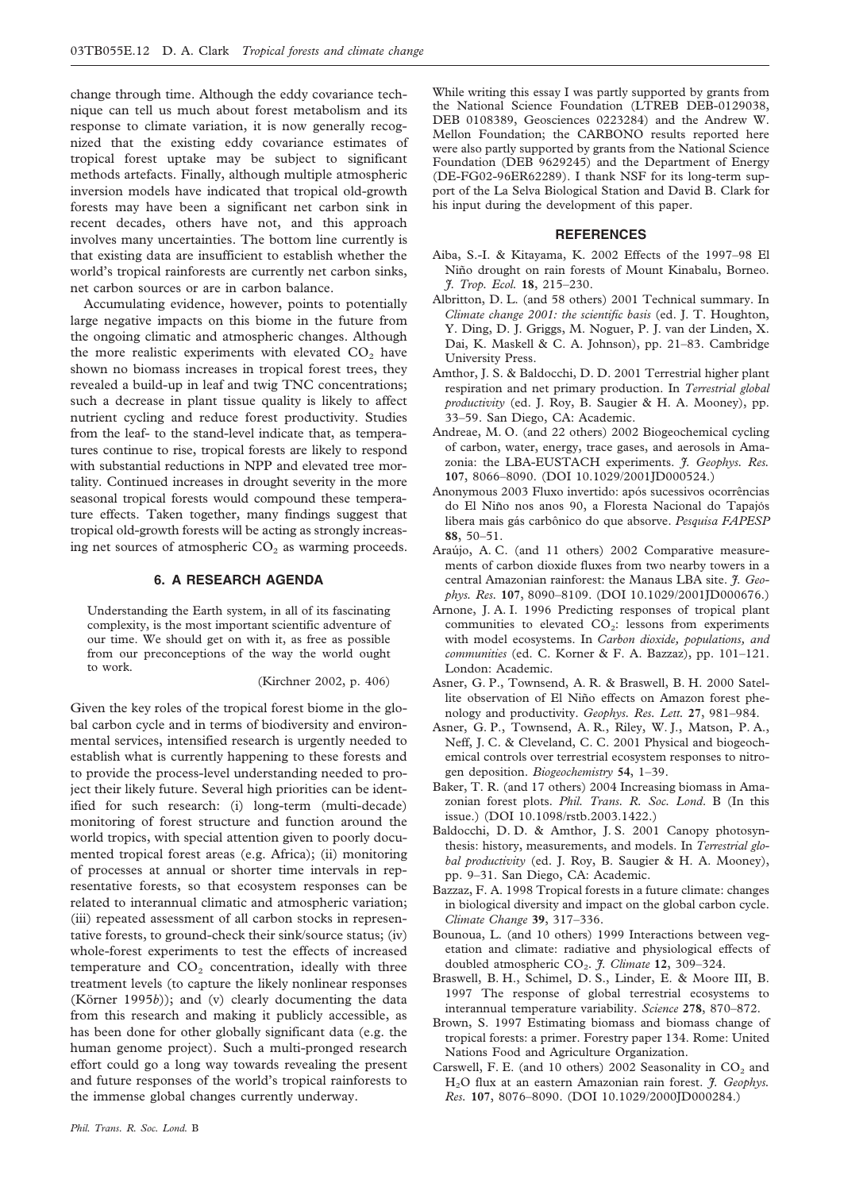change through time. Although the eddy covariance technique can tell us much about forest metabolism and its response to climate variation, it is now generally recognized that the existing eddy covariance estimates of tropical forest uptake may be subject to significant methods artefacts. Finally, although multiple atmospheric inversion models have indicated that tropical old-growth forests may have been a significant net carbon sink in recent decades, others have not, and this approach involves many uncertainties. The bottom line currently is that existing data are insufficient to establish whether the world's tropical rainforests are currently net carbon sinks, net carbon sources or are in carbon balance.

Accumulating evidence, however, points to potentially large negative impacts on this biome in the future from the ongoing climatic and atmospheric changes. Although the more realistic experiments with elevated $CO_2$ have shown no biomass increases in tropical forest trees, they revealed a build-up in leaf and twig TNC concentrations; such a decrease in plant tissue quality is likely to affect nutrient cycling and reduce forest productivity. Studies from the leaf- to the stand-level indicate that, as temperatures continue to rise, tropical forests are likely to respond with substantial reductions in NPP and elevated tree mortality. Continued increases in drought severity in the more seasonal tropical forests would compound these temperature effects. Taken together, many findings suggest that tropical old-growth forests will be acting as strongly increasing net sources of atmospheric $CO_2$ as warming proceeds.

## 6. A RESEARCH AGENDA

> Understanding the Earth system, in all of its fascinating complexity, is the most important scientific adventure of our time. We should get on with it, as free as possible from our preconceptions of the way the world ought to work.
>
> (Kirchner 2002, p. 406)

Given the key roles of the tropical forest biome in the global carbon cycle and in terms of biodiversity and environmental services, intensified research is urgently needed to establish what is currently happening to these forests and to provide the process-level understanding needed to project their likely future. Several high priorities can be identified for such research: (i) long-term (multi-decade) monitoring of forest structure and function around the world tropics, with special attention given to poorly documented tropical forest areas (e.g. Africa); (ii) monitoring of processes at annual or shorter time intervals in representative forests, so that ecosystem responses can be related to interannual climatic and atmospheric variation; (iii) repeated assessment of all carbon stocks in representative forests, to ground-check their sink/source status; (iv) whole-forest experiments to test the effects of increased temperature and $CO_2$ concentration, ideally with three treatment levels (to capture the likely nonlinear responses (Körner 1995*b*)); and (v) clearly documenting the data from this research and making it publicly accessible, as has been done for other globally significant data (e.g. the human genome project). Such a multi-pronged research effort could go a long way towards revealing the present and future responses of the world's tropical rainforests to the immense global changes currently underway.

While writing this essay I was partly supported by grants from the National Science Foundation (LTREB DEB-0129038, DEB 0108389, Geosciences 0223284) and the Andrew W. Mellon Foundation; the CARBONO results reported here were also partly supported by grants from the National Science Foundation (DEB 9629245) and the Department of Energy (DE-FG02-96ER62289). I thank NSF for its long-term support of the La Selva Biological Station and David B. Clark for his input during the development of this paper.

## REFERENCES

Aiba, S.-I. & Kitayama, K. 2002 Effects of the 1997–98 El Niño drought on rain forests of Mount Kinabalu, Borneo. *J. Trop. Ecol.* **18**, 215–230.

Albritton, D. L. (and 58 others) 2001 Technical summary. In *Climate change 2001: the scientific basis* (ed. J. T. Houghton, Y. Ding, D. J. Griggs, M. Noguer, P. J. van der Linden, X. Dai, K. Maskell & C. A. Johnson), pp. 21–83. Cambridge University Press.

Amthor, J. S. & Baldocchi, D. D. 2001 Terrestrial higher plant respiration and net primary production. In *Terrestrial global productivity* (ed. J. Roy, B. Saugier & H. A. Mooney), pp. 33–59. San Diego, CA: Academic.

Andreae, M. O. (and 22 others) 2002 Biogeochemical cycling of carbon, water, energy, trace gases, and aerosols in Amazonia: the LBA-EUSTACH experiments. *J. Geophys. Res.* **107**, 8066–8090. (DOI 10.1029/2001JD000524.)

Anonymous 2003 Fluxo invertido: após sucessivos ocorrências do El Niño nos anos 90, a Floresta Nacional do Tapajós libera mais gás carbônico do que absorve. *Pesquisa FAPESP* **88**, 50–51.

Araújo, A. C. (and 11 others) 2002 Comparative measurements of carbon dioxide fluxes from two nearby towers in a central Amazonian rainforest: the Manaus LBA site. *J. Geophys. Res.* **107**, 8090–8109. (DOI 10.1029/2001JD000676.)

Arnone, J. A. I. 1996 Predicting responses of tropical plant communities to elevated $CO_2$: lessons from experiments with model ecosystems. In *Carbon dioxide, populations, and communities* (ed. C. Korner & F. A. Bazzaz), pp. 101–121. London: Academic.

Asner, G. P., Townsend, A. R. & Braswell, B. H. 2000 Satellite observation of El Niño effects on Amazon forest phenology and productivity. *Geophys. Res. Lett.* **27**, 981–984.

Asner, G. P., Townsend, A. R., Riley, W. J., Matson, P. A., Neff, J. C. & Cleveland, C. C. 2001 Physical and biogeochemical controls over terrestrial ecosystem responses to nitrogen deposition. *Biogeochemistry* **54**, 1–39.

Baker, T. R. (and 17 others) 2004 Increasing biomass in Amazonian forest plots. *Phil. Trans. R. Soc. Lond.* B (In this issue.) (DOI 10.1098/rstb.2003.1422.)

Baldocchi, D. D. & Amthor, J. S. 2001 Canopy photosynthesis: history, measurements, and models. In *Terrestrial global productivity* (ed. J. Roy, B. Saugier & H. A. Mooney), pp. 9–31. San Diego, CA: Academic.

Bazzaz, F. A. 1998 Tropical forests in a future climate: changes in biological diversity and impact on the global carbon cycle. *Climate Change* **39**, 317–336.

Bounoua, L. (and 10 others) 1999 Interactions between vegetation and climate: radiative and physiological effects of doubled atmospheric $CO_2$. *J. Climate* **12**, 309–324.

Braswell, B. H., Schimel, D. S., Linder, E. & Moore III, B. 1997 The response of global terrestrial ecosystems to interannual temperature variability. *Science* **278**, 870–872.

Brown, S. 1997 Estimating biomass and biomass change of tropical forests: a primer. Forestry paper 134. Rome: United Nations Food and Agriculture Organization.

Carswell, F. E. (and 10 others) 2002 Seasonality in $CO_2$ and $H_2O$ flux at an eastern Amazonian rain forest. *J. Geophys. Res.* **107**, 8076–8090. (DOI 10.1029/2000JD000284.)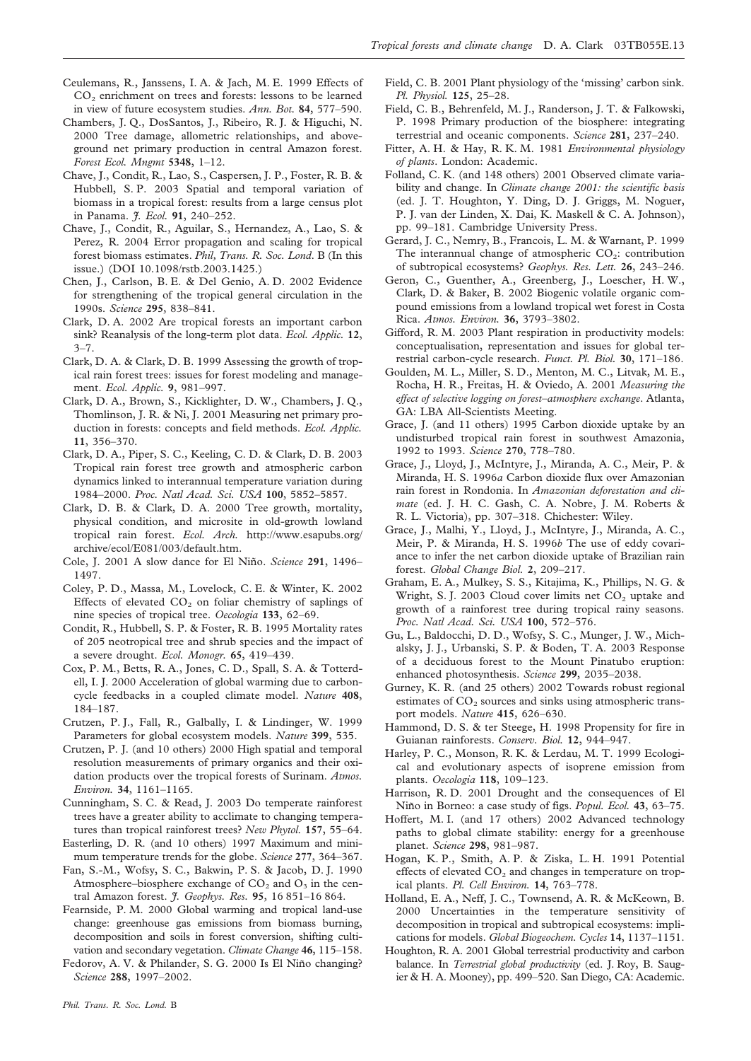Ceulemans, R., Janssens, I. A. & Jach, M. E. 1999 Effects of $CO_2$ enrichment on trees and forests: lessons to be learned in view of future ecosystem studies. *Ann. Bot.* **84**, 577–590.

Chambers, J. Q., DosSantos, J., Ribeiro, R. J. & Higuchi, N. 2000 Tree damage, allometric relationships, and above-ground net primary production in central Amazon forest. *Forest Ecol. Mngmt* **5348**, 1–12.

Chave, J., Condit, R., Lao, S., Caspersen, J. P., Foster, R. B. & Hubbell, S. P. 2003 Spatial and temporal variation of biomass in a tropical forest: results from a large census plot in Panama. *J. Ecol.* **91**, 240–252.

Chave, J., Condit, R., Aguilar, S., Hernandez, A., Lao, S. & Perez, R. 2004 Error propagation and scaling for tropical forest biomass estimates. *Phil, Trans. R. Soc. Lond.* B (In this issue.) (DOI 10.1098/rstb.2003.1425.)

Chen, J., Carlson, B. E. & Del Genio, A. D. 2002 Evidence for strengthening of the tropical general circulation in the 1990s. *Science* **295**, 838–841.

Clark, D. A. 2002 Are tropical forests an important carbon sink? Reanalysis of the long-term plot data. *Ecol. Applic.* **12**, 3–7.

Clark, D. A. & Clark, D. B. 1999 Assessing the growth of tropical rain forest trees: issues for forest modeling and management. *Ecol. Applic.* **9**, 981–997.

Clark, D. A., Brown, S., Kicklighter, D. W., Chambers, J. Q., Thomlinson, J. R. & Ni, J. 2001 Measuring net primary production in forests: concepts and field methods. *Ecol. Applic.* **11**, 356–370.

Clark, D. A., Piper, S. C., Keeling, C. D. & Clark, D. B. 2003 Tropical rain forest tree growth and atmospheric carbon dynamics linked to interannual temperature variation during 1984–2000. *Proc. Natl Acad. Sci. USA* **100**, 5852–5857.

Clark, D. B. & Clark, D. A. 2000 Tree growth, mortality, physical condition, and microsite in old-growth lowland tropical rain forest. *Ecol. Arch.* http://www.esapubs.org/archive/ecol/E081/003/default.htm.

Cole, J. 2001 A slow dance for El Niño. *Science* **291**, 1496–1497.

Coley, P. D., Massa, M., Lovelock, C. E. & Winter, K. 2002 Effects of elevated $CO_2$ on foliar chemistry of saplings of nine species of tropical tree. *Oecologia* **133**, 62–69.

Condit, R., Hubbell, S. P. & Foster, R. B. 1995 Mortality rates of 205 neotropical tree and shrub species and the impact of a severe drought. *Ecol. Monogr.* **65**, 419–439.

Cox, P. M., Betts, R. A., Jones, C. D., Spall, S. A. & Totterdell, I. J. 2000 Acceleration of global warming due to carbon-cycle feedbacks in a coupled climate model. *Nature* **408**, 184–187.

Crutzen, P. J., Fall, R., Galbally, I. & Lindinger, W. 1999 Parameters for global ecosystem models. *Nature* **399**, 535.

Crutzen, P. J. (and 10 others) 2000 High spatial and temporal resolution measurements of primary organics and their oxidation products over the tropical forests of Surinam. *Atmos. Environ.* **34**, 1161–1165.

Cunningham, S. C. & Read, J. 2003 Do temperate rainforest trees have a greater ability to acclimate to changing temperatures than tropical rainforest trees? *New Phytol.* **157**, 55–64.

Easterling, D. R. (and 10 others) 1997 Maximum and minimum temperature trends for the globe. *Science* **277**, 364–367.

Fan, S.-M., Wofsy, S. C., Bakwin, P. S. & Jacob, D. J. 1990 Atmosphere–biosphere exchange of $CO_2$ and $O_3$ in the central Amazon forest. *J. Geophys. Res.* **95**, 16 851–16 864.

Fearnside, P. M. 2000 Global warming and tropical land-use change: greenhouse gas emissions from biomass burning, decomposition and soils in forest conversion, shifting cultivation and secondary vegetation. *Climate Change* **46**, 115–158.

Fedorov, A. V. & Philander, S. G. 2000 Is El Niño changing? *Science* **288**, 1997–2002.

Field, C. B. 2001 Plant physiology of the 'missing' carbon sink. *Pl. Physiol.* **125**, 25–28.

Field, C. B., Behrenfeld, M. J., Randerson, J. T. & Falkowski, P. 1998 Primary production of the biosphere: integrating terrestrial and oceanic components. *Science* **281**, 237–240.

Fitter, A. H. & Hay, R. K. M. 1981 *Environmental physiology of plants*. London: Academic.

Folland, C. K. (and 148 others) 2001 Observed climate variability and change. In *Climate change 2001: the scientific basis* (ed. J. T. Houghton, Y. Ding, D. J. Griggs, M. Noguer, P. J. van der Linden, X. Dai, K. Maskell & C. A. Johnson), pp. 99–181. Cambridge University Press.

Gerard, J. C., Nemry, B., Francois, L. M. & Warnant, P. 1999 The interannual change of atmospheric $CO_2$: contribution of subtropical ecosystems? *Geophys. Res. Lett.* **26**, 243–246.

Geron, C., Guenther, A., Greenberg, J., Loescher, H. W., Clark, D. & Baker, B. 2002 Biogenic volatile organic compound emissions from a lowland tropical wet forest in Costa Rica. *Atmos. Environ.* **36**, 3793–3802.

Gifford, R. M. 2003 Plant respiration in productivity models: conceptualisation, representation and issues for global terrestrial carbon-cycle research. *Funct. Pl. Biol.* **30**, 171–186.

Goulden, M. L., Miller, S. D., Menton, M. C., Litvak, M. E., Rocha, H. R., Freitas, H. & Oviedo, A. 2001 *Measuring the effect of selective logging on forest–atmosphere exchange*. Atlanta, GA: LBA All-Scientists Meeting.

Grace, J. (and 11 others) 1995 Carbon dioxide uptake by an undisturbed tropical rain forest in southwest Amazonia, 1992 to 1993. *Science* **270**, 778–780.

Grace, J., Lloyd, J., McIntyre, J., Miranda, A. C., Meir, P. & Miranda, H. S. 1996*a* Carbon dioxide flux over Amazonian rain forest in Rondonia. In *Amazonian deforestation and climate* (ed. J. H. C. Gash, C. A. Nobre, J. M. Roberts & R. L. Victoria), pp. 307–318. Chichester: Wiley.

Grace, J., Malhi, Y., Lloyd, J., McIntyre, J., Miranda, A. C., Meir, P. & Miranda, H. S. 1996*b* The use of eddy covariance to infer the net carbon dioxide uptake of Brazilian rain forest. *Global Change Biol.* **2**, 209–217.

Graham, E. A., Mulkey, S. S., Kitajima, K., Phillips, N. G. & Wright, S. J. 2003 Cloud cover limits net $CO_2$ uptake and growth of a rainforest tree during tropical rainy seasons. *Proc. Natl Acad. Sci. USA* **100**, 572–576.

Gu, L., Baldocchi, D. D., Wofsy, S. C., Munger, J. W., Michalsky, J. J., Urbanski, S. P. & Boden, T. A. 2003 Response of a deciduous forest to the Mount Pinatubo eruption: enhanced photosynthesis. *Science* **299**, 2035–2038.

Gurney, K. R. (and 25 others) 2002 Towards robust regional estimates of $CO_2$ sources and sinks using atmospheric transport models. *Nature* **415**, 626–630.

Hammond, D. S. & ter Steege, H. 1998 Propensity for fire in Guianan rainforests. *Conserv. Biol.* **12**, 944–947.

Harley, P. C., Monson, R. K. & Lerdau, M. T. 1999 Ecological and evolutionary aspects of isoprene emission from plants. *Oecologia* **118**, 109–123.

Harrison, R. D. 2001 Drought and the consequences of El Niño in Borneo: a case study of figs. *Popul. Ecol.* **43**, 63–75.

Hoffert, M. I. (and 17 others) 2002 Advanced technology paths to global climate stability: energy for a greenhouse planet. *Science* **298**, 981–987.

Hogan, K. P., Smith, A. P. & Ziska, L. H. 1991 Potential effects of elevated $CO_2$ and changes in temperature on tropical plants. *Pl. Cell Environ.* **14**, 763–778.

Holland, E. A., Neff, J. C., Townsend, A. R. & McKeown, B. 2000 Uncertainties in the temperature sensitivity of decomposition in tropical and subtropical ecosystems: implications for models. *Global Biogeochem. Cycles* **14**, 1137–1151.

Houghton, R. A. 2001 Global terrestrial productivity and carbon balance. In *Terrestrial global productivity* (ed. J. Roy, B. Saugier & H. A. Mooney), pp. 499–520. San Diego, CA: Academic.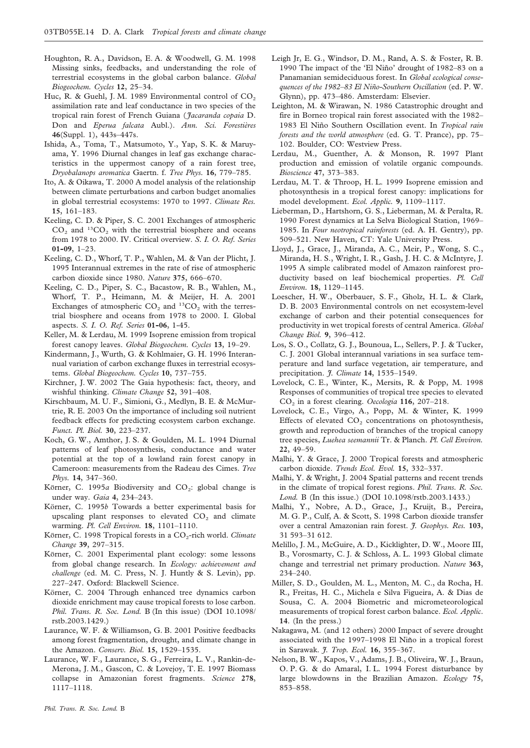Houghton, R. A., Davidson, E. A. & Woodwell, G. M. 1998 Missing sinks, feedbacks, and understanding the role of terrestrial ecosystems in the global carbon balance. *Global Biogeochem. Cycles* **12**, 25–34.

Huc, R. & Guehl, J. M. 1989 Environmental control of $CO_2$ assimilation rate and leaf conductance in two species of the tropical rain forest of French Guiana (*Jacaranda copaia* D. Don and *Eperua falcata* Aubl.). *Ann. Sci. Forestières* **46**(Suppl. 1), 443s–447s.

Ishida, A., Toma, T., Matsumoto, Y., Yap, S. K. & Maruyama, Y. 1996 Diurnal changes in leaf gas exchange characteristics in the uppermost canopy of a rain forest tree, *Dryobalanops aromatica* Gaertn. f. *Tree Phys.* **16**, 779–785.

Ito, A. & Oikawa, T. 2000 A model analysis of the relationship between climate perturbations and carbon budget anomalies in global terrestrial ecosystems: 1970 to 1997. *Climate Res.* **15**, 161–183.

Keeling, C. D. & Piper, S. C. 2001 Exchanges of atmospheric $CO_2$ and $^{13}CO_2$ with the terrestrial biosphere and oceans from 1978 to 2000. IV. Critical overview. *S. I. O. Ref. Series* **01-09**, 1–23.

Keeling, C. D., Whorf, T. P., Wahlen, M. & Van der Plicht, J. 1995 Interannual extremes in the rate of rise of atmospheric carbon dioxide since 1980. *Nature* **375**, 666–670.

Keeling, C. D., Piper, S. C., Bacastow, R. B., Wahlen, M., Whorf, T. P., Heimann, M. & Meijer, H. A. 2001 Exchanges of atmospheric $CO_2$ and $^{13}CO_2$ with the terrestrial biosphere and oceans from 1978 to 2000. I. Global aspects. *S. I. O. Ref. Series* **01-06**, 1-45.

Keller, M. & Lerdau, M. 1999 Isoprene emission from tropical forest canopy leaves. *Global Biogeochem. Cycles* **13**, 19–29.

Kindermann, J., Wurth, G. & Kohlmaier, G. H. 1996 Interannual variation of carbon exchange fluxes in terrestrial ecosystems. *Global Biogeochem. Cycles* **10**, 737–755.

Kirchner, J. W. 2002 The Gaia hypothesis: fact, theory, and wishful thinking. *Climate Change* **52**, 391–408.

Kirschbaum, M. U. F., Simioni, G., Medlyn, B. E. & McMurtrie, R. E. 2003 On the importance of including soil nutrient feedback effects for predicting ecosystem carbon exchange. *Funct. Pl. Biol.* **30**, 223–237.

Koch, G. W., Amthor, J. S. & Goulden, M. L. 1994 Diurnal patterns of leaf photosynthesis, conductance and water potential at the top of a lowland rain forest canopy in Cameroon: measurements from the Radeau des Cimes. *Tree Phys.* **14**, 347–360.

Körner, C. 1995*a* Biodiversity and $CO_2$: global change is under way. *Gaia* **4**, 234–243.

Körner, C. 1995*b* Towards a better experimental basis for upscaling plant responses to elevated $CO_2$ and climate warming. *Pl. Cell Environ.* **18**, 1101–1110.

Körner, C. 1998 Tropical forests in a $CO_2$-rich world. *Climate Change* **39**, 297–315.

Körner, C. 2001 Experimental plant ecology: some lessons from global change research. In *Ecology: achievement and challenge* (ed. M. C. Press, N. J. Huntly & S. Levin), pp. 227–247. Oxford: Blackwell Science.

Körner, C. 2004 Through enhanced tree dynamics carbon dioxide enrichment may cause tropical forests to lose carbon. *Phil. Trans. R. Soc. Lond.* B (In this issue) (DOI 10.1098/rstb.2003.1429.)

Laurance, W. F. & Williamson, G. B. 2001 Positive feedbacks among forest fragmentation, drought, and climate change in the Amazon. *Conserv. Biol.* **15**, 1529–1535.

Laurance, W. F., Laurance, S. G., Ferreira, L. V., Rankin-de-Merona, J. M., Gascon, C. & Lovejoy, T. E. 1997 Biomass collapse in Amazonian forest fragments. *Science* **278**, 1117–1118.

Leigh Jr, E. G., Windsor, D. M., Rand, A. S. & Foster, R. B. 1990 The impact of the 'El Niño' drought of 1982–83 on a Panamanian semideciduous forest. In *Global ecological consequences of the 1982–83 El Niño-Southern Oscillation* (ed. P. W. Glynn), pp. 473–486. Amsterdam: Elsevier.

Leighton, M. & Wirawan, N. 1986 Catastrophic drought and fire in Borneo tropical rain forest associated with the 1982–1983 El Niño Southern Oscillation event. In *Tropical rain forests and the world atmosphere* (ed. G. T. Prance), pp. 75–102. Boulder, CO: Westview Press.

Lerdau, M., Guenther, A. & Monson, R. 1997 Plant production and emission of volatile organic compounds. *Bioscience* **47**, 373–383.

Lerdau, M. T. & Throop, H. L. 1999 Isoprene emission and photosynthesis in a tropical forest canopy: implications for model development. *Ecol. Applic.* **9**, 1109–1117.

Lieberman, D., Hartshorn, G. S., Lieberman, M. & Peralta, R. 1990 Forest dynamics at La Selva Biological Station, 1969–1985. In *Four neotropical rainforests* (ed. A. H. Gentry), pp. 509–521. New Haven, CT: Yale University Press.

Lloyd, J., Grace, J., Miranda, A. C., Meir, P., Wong, S. C., Miranda, H. S., Wright, I. R., Gash, J. H. C. & McIntyre, J. 1995 A simple calibrated model of Amazon rainforest productivity based on leaf biochemical properties. *Pl. Cell Environ.* **18**, 1129–1145.

Loescher, H. W., Oberbauer, S. F., Gholz, H. L. & Clark, D. B. 2003 Environmental controls on net ecosystem-level exchange of carbon and their potential consequences for productivity in wet tropical forests of central America. *Global Change Biol.* **9**, 396–412.

Los, S. O., Collatz, G. J., Bounoua, L., Sellers, P. J. & Tucker, C. J. 2001 Global interannual variations in sea surface temperature and land surface vegetation, air temperature, and precipitation. *J. Climate* **14**, 1535–1549.

Lovelock, C. E., Winter, K., Mersits, R. & Popp, M. 1998 Responses of communities of tropical tree species to elevated $CO_2$ in a forest clearing. *Oecologia* **116**, 207–218.

Lovelock, C. E., Virgo, A., Popp, M. & Winter, K. 1999 Effects of elevated $CO_2$ concentrations on photosynthesis, growth and reproduction of branches of the tropical canopy tree species, *Luehea seemannii* Tr. & Planch. *Pl. Cell Environ.* **22**, 49–59.

Malhi, Y. & Grace, J. 2000 Tropical forests and atmospheric carbon dioxide. *Trends Ecol. Evol.* **15**, 332–337.

Malhi, Y. & Wright, J. 2004 Spatial patterns and recent trends in the climate of tropical forest regions. *Phil. Trans. R. Soc. Lond.* B (In this issue.) (DOI 10.1098/rstb.2003.1433.)

Malhi, Y., Nobre, A. D., Grace, J., Kruijt, B., Pereira, M. G. P., Culf, A. & Scott, S. 1998 Carbon dioxide transfer over a central Amazonian rain forest. *J. Geophys. Res.* **103**, 31 593–31 612.

Melillo, J. M., McGuire, A. D., Kicklighter, D. W., Moore III, B., Vorosmarty, C. J. & Schloss, A. L. 1993 Global climate change and terrestrial net primary production. *Nature* **363**, 234–240.

Miller, S. D., Goulden, M. L., Menton, M. C., da Rocha, H. R., Freitas, H. C., Michela e Silva Figueira, A. & Dias de Sousa, C. A. 2004 Biometric and micrometeorological measurements of tropical forest carbon balance. *Ecol. Applic.* **14**. (In the press.)

Nakagawa, M. (and 12 others) 2000 Impact of severe drought associated with the 1997–1998 El Niño in a tropical forest in Sarawak. *J. Trop. Ecol.* **16**, 355–367.

Nelson, B. W., Kapos, V., Adams, J. B., Oliveira, W. J., Braun, O. P. G. & do Amaral, I. L. 1994 Forest disturbance by large blowdowns in the Brazilian Amazon. *Ecology* **75**, 853–858.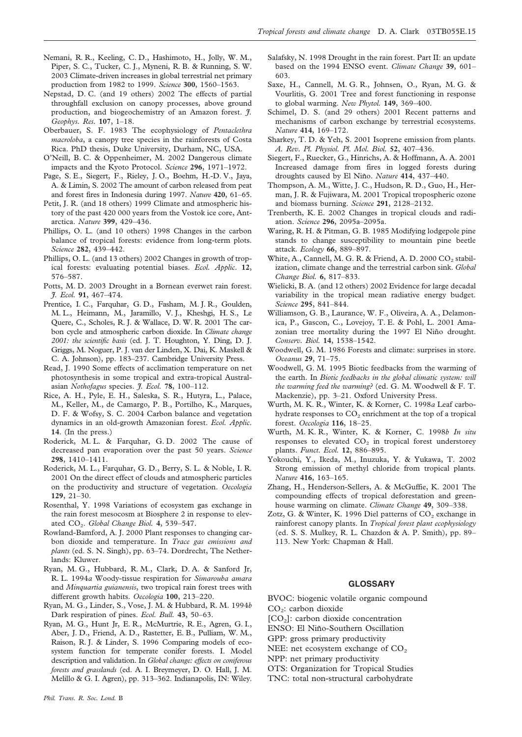Nemani, R. R., Keeling, C. D., Hashimoto, H., Jolly, W. M., Piper, S. C., Tucker, C. J., Myneni, R. B. & Running, S. W. 2003 Climate-driven increases in global terrestrial net primary production from 1982 to 1999. *Science* **300**, 1560–1563.

Nepstad, D. C. (and 19 others) 2002 The effects of partial throughfall exclusion on canopy processes, above ground production, and biogeochemistry of an Amazon forest. *J. Geophys. Res.* **107**, 1–18.

Oberbauer, S. F. 1983 The ecophysiology of *Pentaclethra macroloba*, a canopy tree species in the rainforests of Costa Rica. PhD thesis, Duke University, Durham, NC, USA.

O'Neill, B. C. & Oppenheimer, M. 2002 Dangerous climate impacts and the Kyoto Protocol. *Science* **296**, 1971–1972.

Page, S. E., Siegert, F., Rieley, J. O., Boehm, H.-D. V., Jaya, A. & Limin, S. 2002 The amount of carbon released from peat and forest fires in Indonesia during 1997. *Nature* **420**, 61–65.

Petit, J. R. (and 18 others) 1999 Climate and atmospheric history of the past 420 000 years from the Vostok ice core, Antarctica. *Nature* **399**, 429–436.

Phillips, O. L. (and 10 others) 1998 Changes in the carbon balance of tropical forests: evidence from long-term plots. *Science* **282**, 439–442.

Phillips, O. L. (and 13 others) 2002 Changes in growth of tropical forests: evaluating potential biases. *Ecol. Applic.* **12**, 576–587.

Potts, M. D. 2003 Drought in a Bornean everwet rain forest. *J. Ecol.* **91**, 467–474.

Prentice, I. C., Farquhar, G. D., Fasham, M. J. R., Goulden, M. L., Heimann, M., Jaramillo, V. J., Kheshgi, H. S., Le Quere, C., Scholes, R. J. & Wallace, D. W. R. 2001 The carbon cycle and atmospheric carbon dioxide. In *Climate change 2001: the scientific basis* (ed. J. T. Houghton, Y. Ding, D. J. Griggs, M. Noguer, P. J. van der Linden, X. Dai, K. Maskell & C. A. Johnson), pp. 183–237. Cambridge University Press.

Read, J. 1990 Some effects of acclimation temperature on net photosynthesis in some tropical and extra-tropical Australasian *Nothofagus* species. *J. Ecol.* **78**, 100–112.

Rice, A. H., Pyle, E. H., Saleska, S. R., Hutyra, L., Palace, M., Keller, M., de Camargo, P. B., Portilho, K., Marques, D. F. & Wofsy, S. C. 2004 Carbon balance and vegetation dynamics in an old-growth Amazonian forest. *Ecol. Applic.* **14**. (In the press.)

Roderick, M. L. & Farquhar, G. D. 2002 The cause of decreased pan evaporation over the past 50 years. *Science* **298**, 1410–1411.

Roderick, M. L., Farquhar, G. D., Berry, S. L. & Noble, I. R. 2001 On the direct effect of clouds and atmospheric particles on the productivity and structure of vegetation. *Oecologia* **129**, 21–30.

Rosenthal, Y. 1998 Variations of ecosystem gas exchange in the rain forest mesocosm at Biosphere 2 in response to elevated $CO_2$. *Global Change Biol.* **4**, 539–547.

Rowland-Bamford, A. J. 2000 Plant responses to changing carbon dioxide and temperature. In *Trace gas emissions and plants* (ed. S. N. Singh), pp. 63–74. Dordrecht, The Netherlands: Kluwer.

Ryan, M. G., Hubbard, R. M., Clark, D. A. & Sanford Jr, R. L. 1994*a* Woody-tissue respiration for *Simarouba amara* and *Minquartia guianensis*, two tropical rain forest trees with different growth habits. *Oecologia* **100**, 213–220.

Ryan, M. G., Linder, S., Vose, J. M. & Hubbard, R. M. 1994*b* Dark respiration of pines. *Ecol. Bull.* **43**, 50–63.

Ryan, M. G., Hunt Jr, E. R., McMurtrie, R. E., Agren, G. I., Aber, J. D., Friend, A. D., Rastetter, E. B., Pulliam, W. M., Raison, R. J. & Linder, S. 1996 Comparing models of ecosystem function for temperate conifer forests. I. Model description and validation. In *Global change: effects on coniferous forests and grasslands* (ed. A. I. Breymeyer, D. O. Hall, J. M. Melillo & G. I. Agren), pp. 313–362. Indianapolis, IN: Wiley.

Salafsky, N. 1998 Drought in the rain forest. Part II: an update based on the 1994 ENSO event. *Climate Change* **39**, 601–603.

Saxe, H., Cannell, M. G. R., Johnsen, O., Ryan, M. G. & Vourlitis, G. 2001 Tree and forest functioning in response to global warming. *New Phytol.* **149**, 369–400.

Schimel, D. S. (and 29 others) 2001 Recent patterns and mechanisms of carbon exchange by terrestrial ecosystems. *Nature* **414**, 169–172.

Sharkey, T. D. & Yeh, S. 2001 Isoprene emission from plants. *A. Rev. Pl. Physiol. Pl. Mol. Biol.* **52**, 407–436.

Siegert, F., Ruecker, G., Hinrichs, A. & Hoffmann, A. A. 2001 Increased damage from fires in logged forests during droughts caused by El Niño. *Nature* **414**, 437–440.

Thompson, A. M., Witte, J. C., Hudson, R. D., Guo, H., Herman, J. R. & Fujiwara, M. 2001 Tropical tropospheric ozone and biomass burning. *Science* **291**, 2128–2132.

Trenberth, K. E. 2002 Changes in tropical clouds and radiation. *Science* **296**, 2095a–2095a.

Waring, R. H. & Pitman, G. B. 1985 Modifying lodgepole pine stands to change susceptibility to mountain pine beetle attack. *Ecology* **66**, 889–897.

White, A., Cannell, M. G. R. & Friend, A. D. 2000 $CO_2$ stabilization, climate change and the terrestrial carbon sink. *Global Change Biol.* **6**, 817–833.

Wielicki, B. A. (and 12 others) 2002 Evidence for large decadal variability in the tropical mean radiative energy budget. *Science* **295**, 841–844.

Williamson, G. B., Laurance, W. F., Oliveira, A. A., Delamonica, P., Gascon, C., Lovejoy, T. E. & Pohl, L. 2001 Amazonian tree mortality during the 1997 El Niño drought. *Conserv. Biol.* **14**, 1538–1542.

Woodwell, G. M. 1986 Forests and climate: surprises in store. *Oceanus* **29**, 71–75.

Woodwell, G. M. 1995 Biotic feedbacks from the warming of the earth. In *Biotic feedbacks in the global climatic system: will the warming feed the warming?* (ed. G. M. Woodwell & F. T. Mackenzie), pp. 3–21. Oxford University Press.

Wurth, M. K. R., Winter, K. & Korner, C. 1998*a* Leaf carbohydrate responses to $CO_2$ enrichment at the top of a tropical forest. *Oecologia* **116**, 18–25.

Wurth, M. K. R., Winter, K. & Korner, C. 1998*b* *In situ* responses to elevated $CO_2$ in tropical forest understorey plants. *Funct. Ecol.* **12**, 886–895.

Yokouchi, Y., Ikeda, M., Inuzuka, Y. & Yukawa, T. 2002 Strong emission of methyl chloride from tropical plants. *Nature* **416**, 163–165.

Zhang, H., Henderson-Sellers, A. & McGuffie, K. 2001 The compounding effects of tropical deforestation and greenhouse warming on climate. *Climate Change* **49**, 309–338.

Zotz, G. & Winter, K. 1996 Diel patterns of $CO_2$ exchange in rainforest canopy plants. In *Tropical forest plant ecophysiology* (ed. S. S. Mulkey, R. L. Chazdon & A. P. Smith), pp. 89–113. New York: Chapman & Hall.

## GLOSSARY

BVOC: biogenic volatile organic compound
$CO_2$: carbon dioxide
[$CO_2$]: carbon dioxide concentration
ENSO: El Niño-Southern Oscillation
GPP: gross primary productivity
NEE: net ecosystem exchange of $CO_2$
NPP: net primary productivity
OTS: Organization for Tropical Studies
TNC: total non-structural carbohydrate